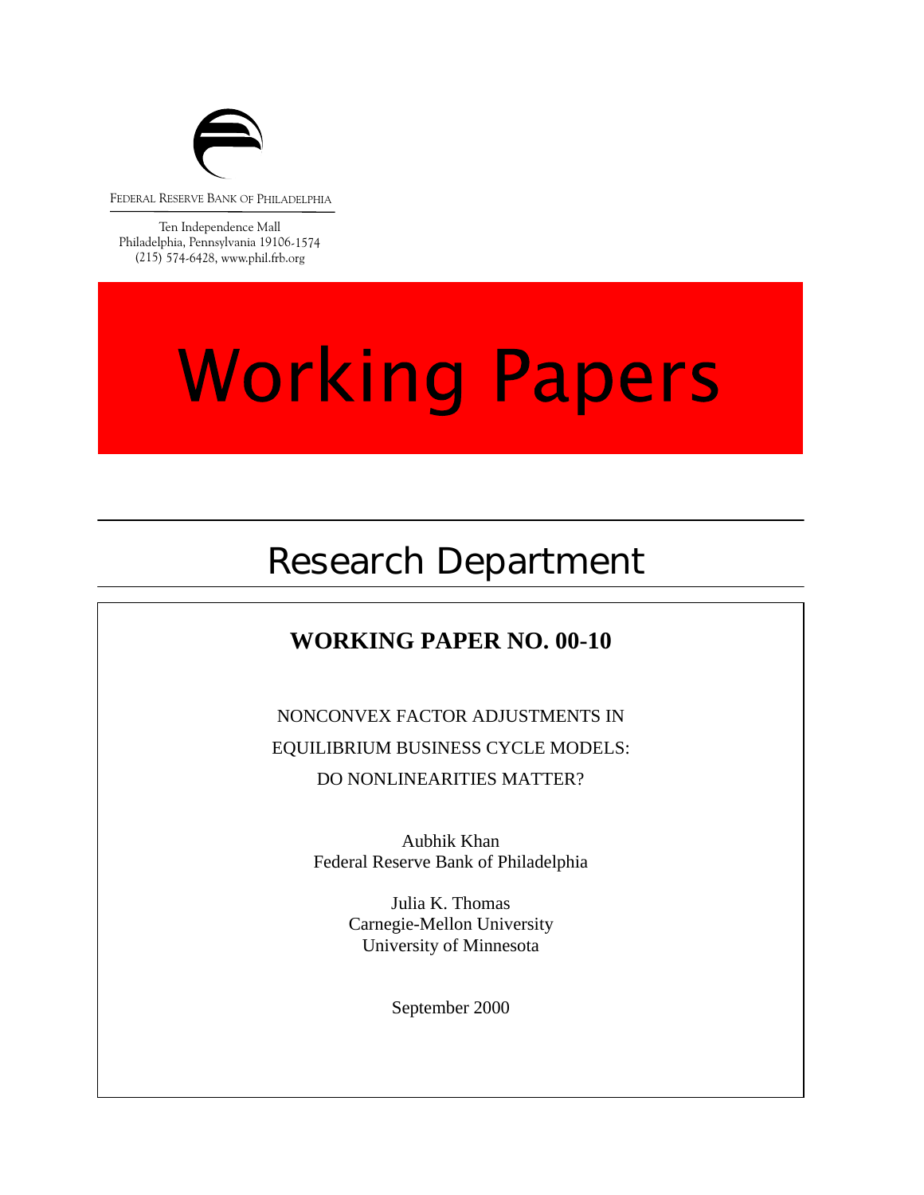FEDERAL RESERVE BANK OF PHILADELPHIA

Ten Independence Mall
Philadelphia, Pennsylvania 19106-1574
(215) 574-6428, www.phil.frb.org

# Working Papers

## Research Department

**WORKING PAPER NO. 00-10**

NONCONVEX FACTOR ADJUSTMENTS IN
EQUILIBRIUM BUSINESS CYCLE MODELS:
DO NONLINEARITIES MATTER?

Aubhik Khan
Federal Reserve Bank of Philadelphia

Julia K. Thomas
Carnegie-Mellon University
University of Minnesota

September 2000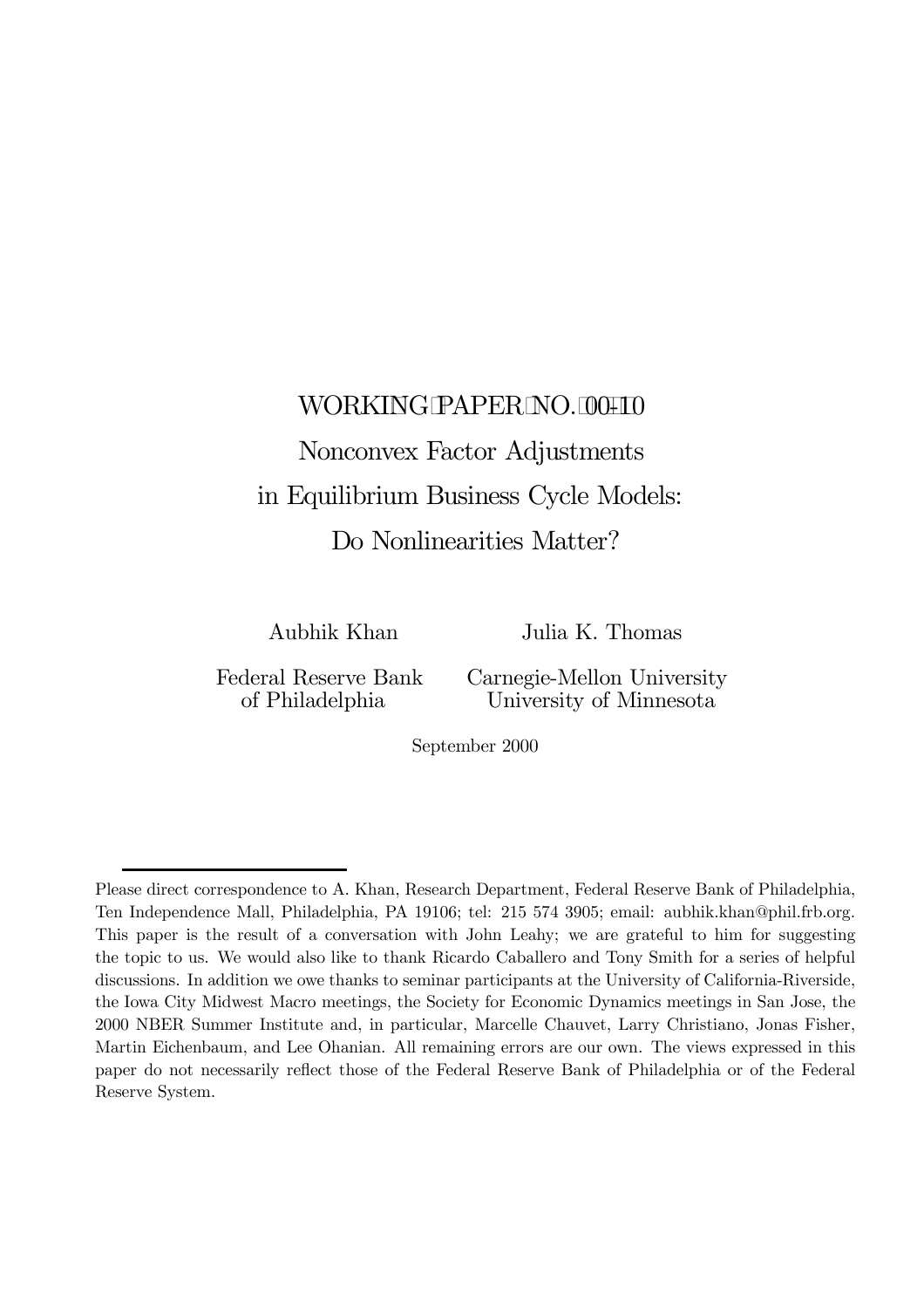# WORKING PAPER NO. 00-10

# Nonconvex Factor Adjustments in Equilibrium Business Cycle Models: Do Nonlinearities Matter?

Aubhik Khan
Federal Reserve Bank of Philadelphia

Julia K. Thomas
Carnegie-Mellon University
University of Minnesota

September 2000

---

Please direct correspondence to A. Khan, Research Department, Federal Reserve Bank of Philadelphia, Ten Independence Mall, Philadelphia, PA 19106; tel: 215 574 3905; email: aubhik.khan@phil.frb.org. This paper is the result of a conversation with John Leahy; we are grateful to him for suggesting the topic to us. We would also like to thank Ricardo Caballero and Tony Smith for a series of helpful discussions. In addition we owe thanks to seminar participants at the University of California-Riverside, the Iowa City Midwest Macro meetings, the Society for Economic Dynamics meetings in San Jose, the 2000 NBER Summer Institute and, in particular, Marcelle Chauvet, Larry Christiano, Jonas Fisher, Martin Eichenbaum, and Lee Ohanian. All remaining errors are our own. The views expressed in this paper do not necessarily reflect those of the Federal Reserve Bank of Philadelphia or of the Federal Reserve System.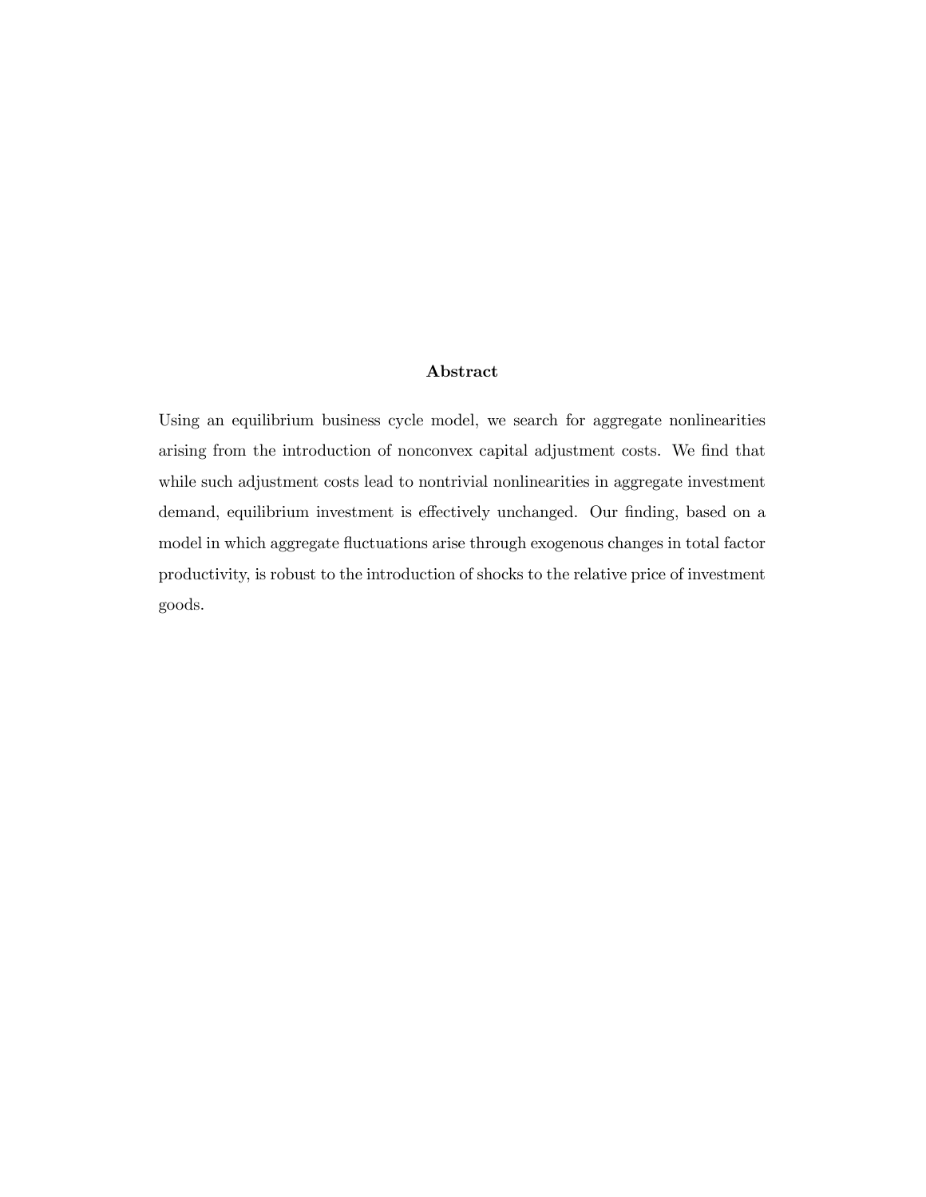## Abstract

Using an equilibrium business cycle model, we search for aggregate nonlinearities arising from the introduction of nonconvex capital adjustment costs. We find that while such adjustment costs lead to nontrivial nonlinearities in aggregate investment demand, equilibrium investment is effectively unchanged. Our finding, based on a model in which aggregate fluctuations arise through exogenous changes in total factor productivity, is robust to the introduction of shocks to the relative price of investment goods.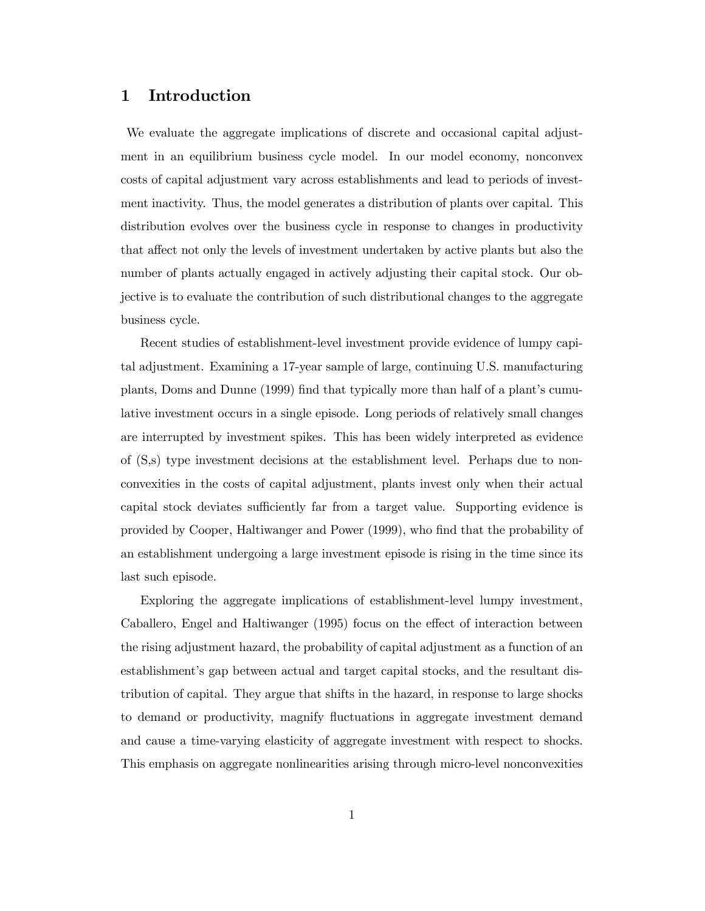# 1 Introduction

We evaluate the aggregate implications of discrete and occasional capital adjustment in an equilibrium business cycle model. In our model economy, nonconvex costs of capital adjustment vary across establishments and lead to periods of investment inactivity. Thus, the model generates a distribution of plants over capital. This distribution evolves over the business cycle in response to changes in productivity that affect not only the levels of investment undertaken by active plants but also the number of plants actually engaged in actively adjusting their capital stock. Our objective is to evaluate the contribution of such distributional changes to the aggregate business cycle.

Recent studies of establishment-level investment provide evidence of lumpy capital adjustment. Examining a 17-year sample of large, continuing U.S. manufacturing plants, Doms and Dunne (1999) find that typically more than half of a plant's cumulative investment occurs in a single episode. Long periods of relatively small changes are interrupted by investment spikes. This has been widely interpreted as evidence of (S,s) type investment decisions at the establishment level. Perhaps due to nonconvexities in the costs of capital adjustment, plants invest only when their actual capital stock deviates sufficiently far from a target value. Supporting evidence is provided by Cooper, Haltiwanger and Power (1999), who find that the probability of an establishment undergoing a large investment episode is rising in the time since its last such episode.

Exploring the aggregate implications of establishment-level lumpy investment, Caballero, Engel and Haltiwanger (1995) focus on the effect of interaction between the rising adjustment hazard, the probability of capital adjustment as a function of an establishment's gap between actual and target capital stocks, and the resultant distribution of capital. They argue that shifts in the hazard, in response to large shocks to demand or productivity, magnify fluctuations in aggregate investment demand and cause a time-varying elasticity of aggregate investment with respect to shocks. This emphasis on aggregate nonlinearities arising through micro-level nonconvexities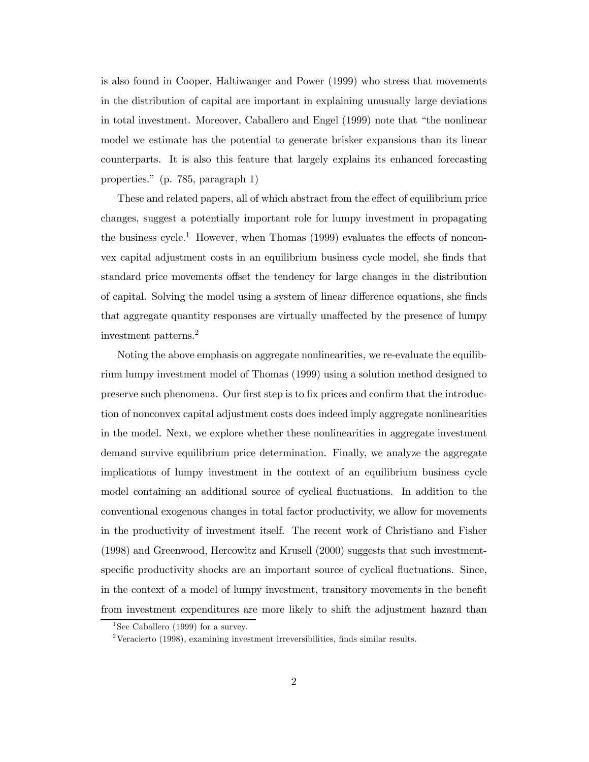is also found in Cooper, Haltiwanger and Power (1999) who stress that movements in the distribution of capital are important in explaining unusually large deviations in total investment. Moreover, Caballero and Engel (1999) note that "the nonlinear model we estimate has the potential to generate brisker expansions than its linear counterparts. It is also this feature that largely explains its enhanced forecasting properties." (p. 785, paragraph 1)

These and related papers, all of which abstract from the effect of equilibrium price changes, suggest a potentially important role for lumpy investment in propagating the business cycle.[1] However, when Thomas (1999) evaluates the effects of nonconvex capital adjustment costs in an equilibrium business cycle model, she finds that standard price movements offset the tendency for large changes in the distribution of capital. Solving the model using a system of linear difference equations, she finds that aggregate quantity responses are virtually unaffected by the presence of lumpy investment patterns.[2]

Noting the above emphasis on aggregate nonlinearities, we re-evaluate the equilibrium lumpy investment model of Thomas (1999) using a solution method designed to preserve such phenomena. Our first step is to fix prices and confirm that the introduction of nonconvex capital adjustment costs does indeed imply aggregate nonlinearities in the model. Next, we explore whether these nonlinearities in aggregate investment demand survive equilibrium price determination. Finally, we analyze the aggregate implications of lumpy investment in the context of an equilibrium business cycle model containing an additional source of cyclical fluctuations. In addition to the conventional exogenous changes in total factor productivity, we allow for movements in the productivity of investment itself. The recent work of Christiano and Fisher (1998) and Greenwood, Hercowitz and Krusell (2000) suggests that such investment-specific productivity shocks are an important source of cyclical fluctuations. Since, in the context of a model of lumpy investment, transitory movements in the benefit from investment expenditures are more likely to shift the adjustment hazard than

[1] See Caballero (1999) for a survey.

[2] Veracierto (1998), examining investment irreversibilities, finds similar results.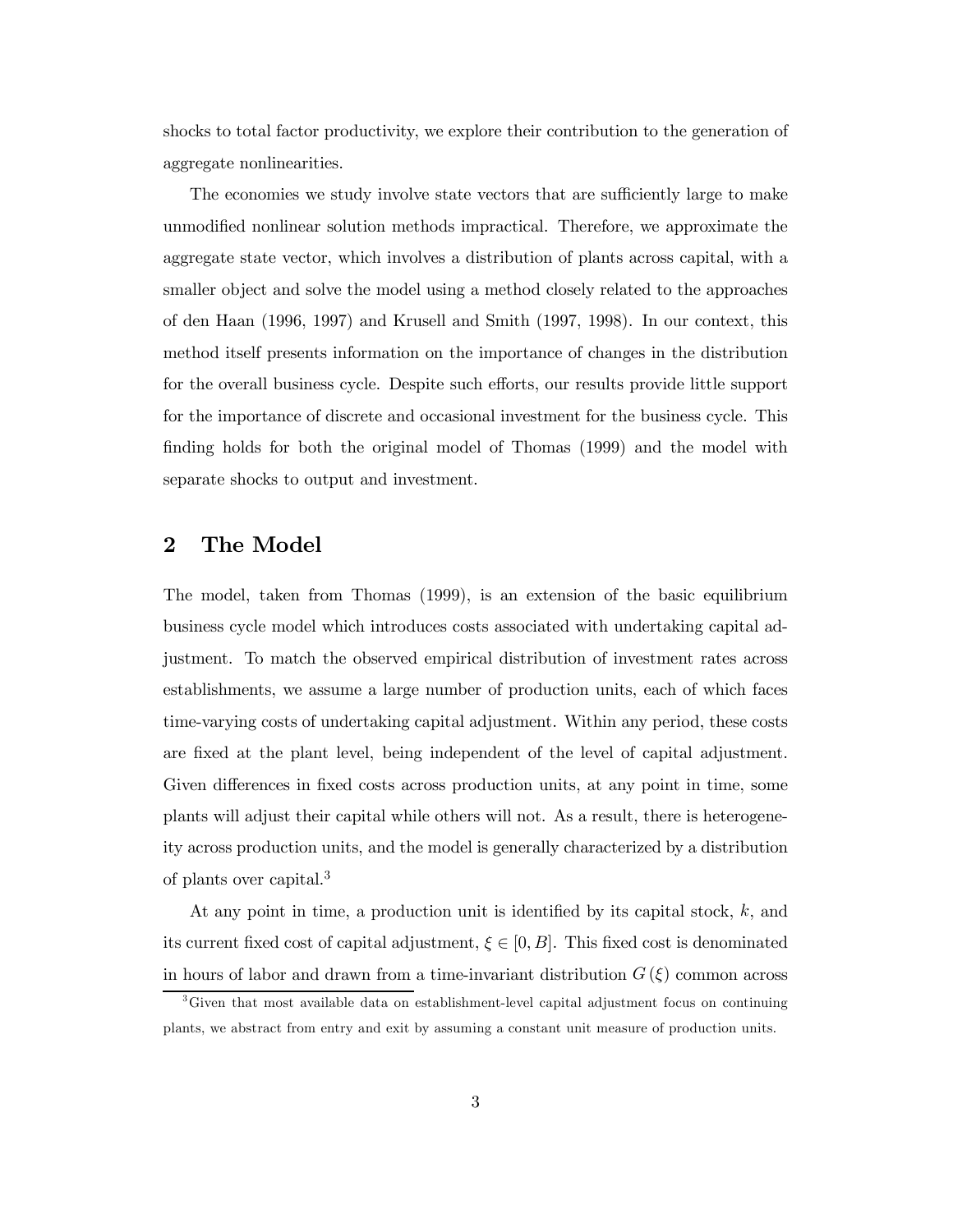shocks to total factor productivity, we explore their contribution to the generation of aggregate nonlinearities.

The economies we study involve state vectors that are sufficiently large to make unmodified nonlinear solution methods impractical. Therefore, we approximate the aggregate state vector, which involves a distribution of plants across capital, with a smaller object and solve the model using a method closely related to the approaches of den Haan (1996, 1997) and Krusell and Smith (1997, 1998). In our context, this method itself presents information on the importance of changes in the distribution for the overall business cycle. Despite such efforts, our results provide little support for the importance of discrete and occasional investment for the business cycle. This finding holds for both the original model of Thomas (1999) and the model with separate shocks to output and investment.

## 2 The Model

The model, taken from Thomas (1999), is an extension of the basic equilibrium business cycle model which introduces costs associated with undertaking capital adjustment. To match the observed empirical distribution of investment rates across establishments, we assume a large number of production units, each of which faces time-varying costs of undertaking capital adjustment. Within any period, these costs are fixed at the plant level, being independent of the level of capital adjustment. Given differences in fixed costs across production units, at any point in time, some plants will adjust their capital while others will not. As a result, there is heterogeneity across production units, and the model is generally characterized by a distribution of plants over capital.[3]

At any point in time, a production unit is identified by its capital stock, $k$, and its current fixed cost of capital adjustment, $\xi \in [0, B]$. This fixed cost is denominated in hours of labor and drawn from a time-invariant distribution $G(\xi)$ common across

[3] Given that most available data on establishment-level capital adjustment focus on continuing plants, we abstract from entry and exit by assuming a constant unit measure of production units.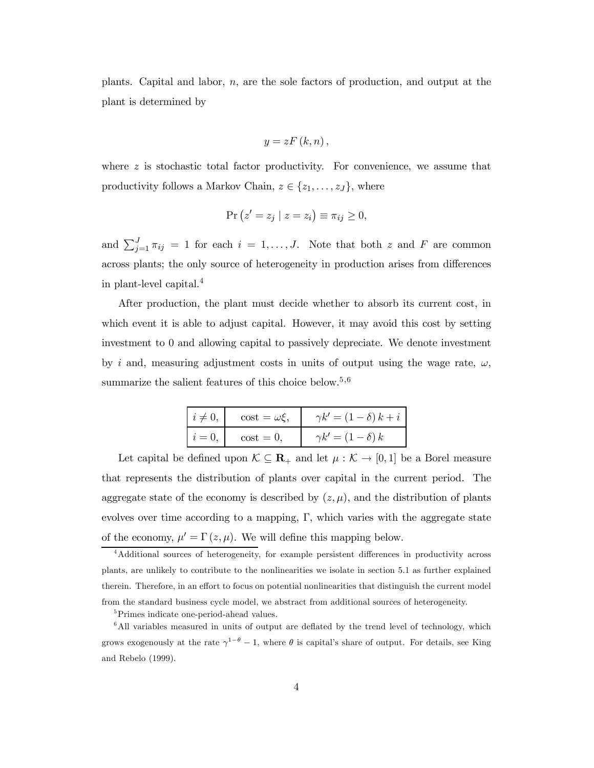plants. Capital and labor, $n$, are the sole factors of production, and output at the plant is determined by

$$y = zF(k, n),$$

where $z$ is stochastic total factor productivity. For convenience, we assume that productivity follows a Markov Chain, $z \in \{z_1, \ldots, z_J\}$, where

$$\Pr(z' = z_j \mid z = z_i) \equiv \pi_{ij} \geq 0,$$

and $\sum_{j=1}^{J} \pi_{ij} = 1$ for each $i = 1, \ldots, J$. Note that both $z$ and $F$ are common across plants; the only source of heterogeneity in production arises from differences in plant-level capital.[4]

After production, the plant must decide whether to absorb its current cost, in which event it is able to adjust capital. However, it may avoid this cost by setting investment to 0 and allowing capital to passively depreciate. We denote investment by $i$ and, measuring adjustment costs in units of output using the wage rate, $\omega$, summarize the salient features of this choice below.[5,6]

| | | |
|---|---|---|
| $i \neq 0,$ | cost $= \omega\xi,$ | $\gamma k' = (1-\delta)k + i$ |
| $i = 0,$ | cost $= 0,$ | $\gamma k' = (1-\delta)k$ |

Let capital be defined upon $\mathcal{K} \subseteq \mathbf{R}_+$ and let $\mu : \mathcal{K} \to [0, 1]$ be a Borel measure that represents the distribution of plants over capital in the current period. The aggregate state of the economy is described by $(z, \mu)$, and the distribution of plants evolves over time according to a mapping, $\Gamma$, which varies with the aggregate state of the economy, $\mu' = \Gamma(z, \mu)$. We will define this mapping below.

[4] Additional sources of heterogeneity, for example persistent differences in productivity across plants, are unlikely to contribute to the nonlinearities we isolate in section 5.1 as further explained therein. Therefore, in an effort to focus on potential nonlinearities that distinguish the current model from the standard business cycle model, we abstract from additional sources of heterogeneity.

[5] Primes indicate one-period-ahead values.

[6] All variables measured in units of output are deflated by the trend level of technology, which grows exogenously at the rate $\gamma^{1-\theta} - 1$, where $\theta$ is capital's share of output. For details, see King and Rebelo (1999).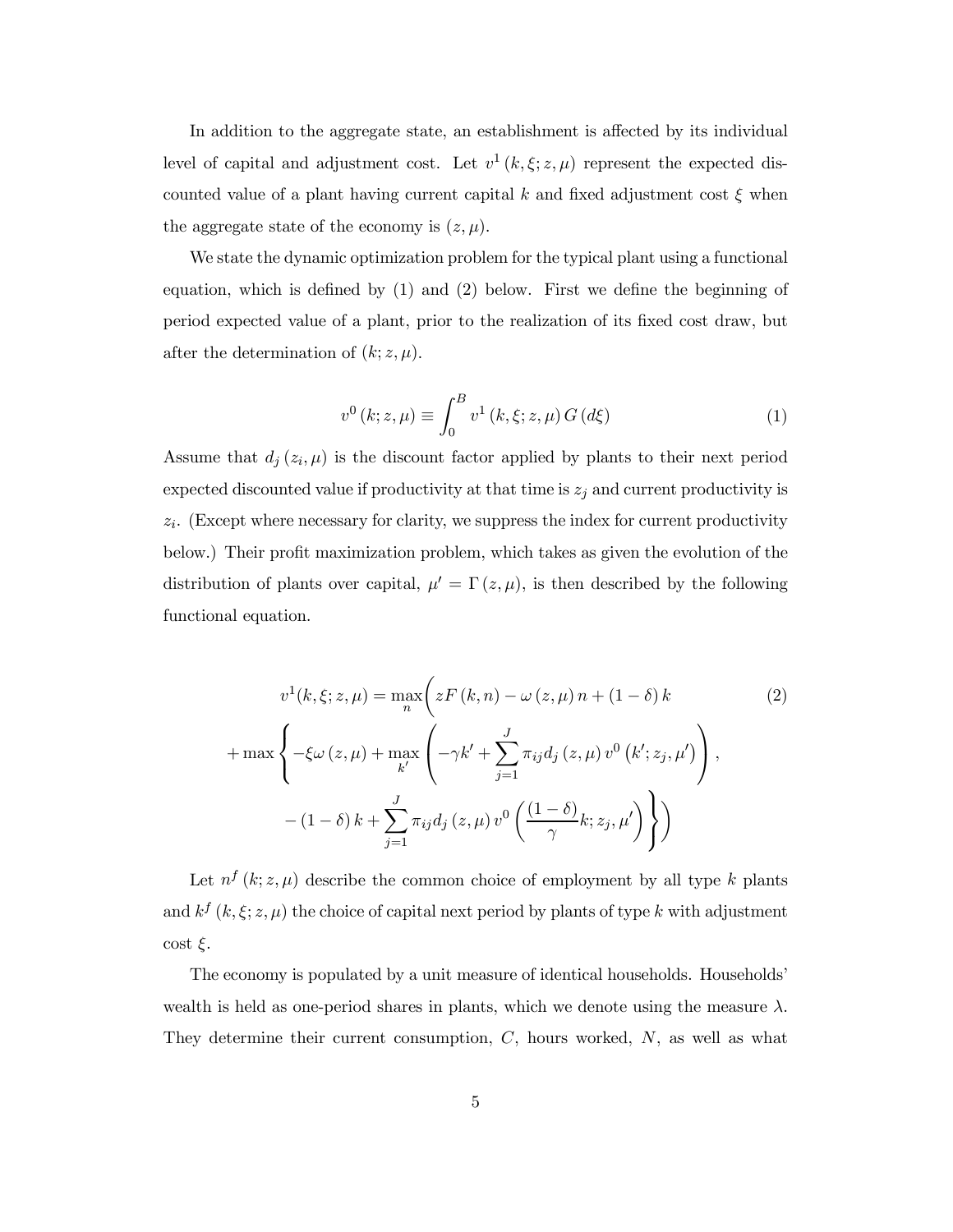In addition to the aggregate state, an establishment is affected by its individual level of capital and adjustment cost. Let $v^1(k, \xi; z, \mu)$ represent the expected discounted value of a plant having current capital $k$ and fixed adjustment cost $\xi$ when the aggregate state of the economy is $(z, \mu)$.

We state the dynamic optimization problem for the typical plant using a functional equation, which is defined by (1) and (2) below. First we define the beginning of period expected value of a plant, prior to the realization of its fixed cost draw, but after the determination of $(k; z, \mu)$.

$$v^0(k; z, \mu) \equiv \int_0^B v^1(k, \xi; z, \mu) G(d\xi) \tag{1}$$

Assume that $d_j(z_i, \mu)$ is the discount factor applied by plants to their next period expected discounted value if productivity at that time is $z_j$ and current productivity is $z_i$. (Except where necessary for clarity, we suppress the index for current productivity below.) Their profit maximization problem, which takes as given the evolution of the distribution of plants over capital, $\mu' = \Gamma(z, \mu)$, is then described by the following functional equation.

$$\begin{aligned} v^1(k, \xi; z, \mu) = \max_n \Bigg( & zF(k, n) - \omega(z, \mu) n + (1-\delta) k \\ + \max \Bigg\{ & -\xi \omega(z, \mu) + \max_{k'} \left( -\gamma k' + \sum_{j=1}^{J} \pi_{ij} d_j(z, \mu) v^0(k'; z_j, \mu') \right), \\ & -(1-\delta) k + \sum_{j=1}^{J} \pi_{ij} d_j(z, \mu) v^0\left( \frac{(1-\delta)}{\gamma} k; z_j, \mu' \right) \Bigg\} \Bigg) \end{aligned} \tag{2}$$

Let $n^f(k; z, \mu)$ describe the common choice of employment by all type $k$ plants and $k^f(k, \xi; z, \mu)$ the choice of capital next period by plants of type $k$ with adjustment cost $\xi$.

The economy is populated by a unit measure of identical households. Households' wealth is held as one-period shares in plants, which we denote using the measure $\lambda$. They determine their current consumption, $C$, hours worked, $N$, as well as what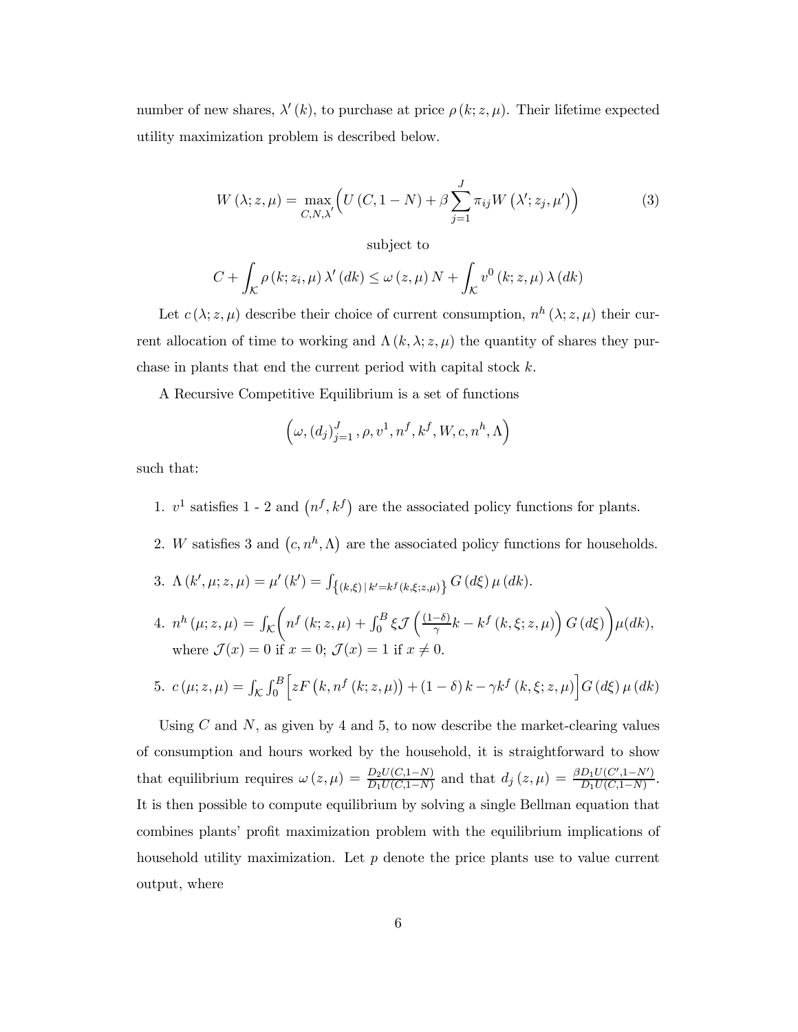number of new shares, $\lambda'(k)$, to purchase at price $\rho(k; z, \mu)$. Their lifetime expected utility maximization problem is described below.

$$W(\lambda; z, \mu) = \max_{C, N, \lambda'} \left( U(C, 1-N) + \beta \sum_{j=1}^{J} \pi_{ij} W(\lambda'; z_j, \mu') \right) \tag{3}$$

subject to

$$C + \int_{\mathcal{K}} \rho(k; z_i, \mu) \lambda'(dk) \leq \omega(z, \mu) N + \int_{\mathcal{K}} v^0(k; z, \mu) \lambda(dk)$$

Let $c(\lambda; z, \mu)$ describe their choice of current consumption, $n^h(\lambda; z, \mu)$ their current allocation of time to working and $\Lambda(k, \lambda; z, \mu)$ the quantity of shares they purchase in plants that end the current period with capital stock $k$.

A Recursive Competitive Equilibrium is a set of functions

$$\left( \omega, (d_j)_{j=1}^{J}, \rho, v^1, n^f, k^f, W, c, n^h, \Lambda \right)$$

such that:

1. $v^1$ satisfies 1 - 2 and $(n^f, k^f)$ are the associated policy functions for plants.
2. $W$ satisfies 3 and $(c, n^h, \Lambda)$ are the associated policy functions for households.
3. $\Lambda(k', \mu; z, \mu) = \mu'(k') = \int_{\{(k,\xi) \mid k' = k^f(k,\xi; z, \mu)\}} G(d\xi) \mu(dk)$.
4. $n^h(\mu; z, \mu) = \int_{\mathcal{K}} \left( n^f(k; z, \mu) + \int_0^B \xi \mathcal{J}\left( \frac{(1-\delta)}{\gamma} k - k^f(k, \xi; z, \mu) \right) G(d\xi) \right) \mu(dk)$, where $\mathcal{J}(x) = 0$ if $x = 0$; $\mathcal{J}(x) = 1$ if $x \neq 0$.
5. $c(\mu; z, \mu) = \int_{\mathcal{K}} \int_0^B \left[ zF(k, n^f(k; z, \mu)) + (1-\delta) k - \gamma k^f(k, \xi; z, \mu) \right] G(d\xi) \mu(dk)$

Using $C$ and $N$, as given by 4 and 5, to now describe the market-clearing values of consumption and hours worked by the household, it is straightforward to show that equilibrium requires $\omega(z, \mu) = \frac{D_2 U(C, 1-N)}{D_1 U(C, 1-N)}$ and that $d_j(z, \mu) = \frac{\beta D_1 U(C', 1-N')}{D_1 U(C, 1-N)}$. It is then possible to compute equilibrium by solving a single Bellman equation that combines plants' profit maximization problem with the equilibrium implications of household utility maximization. Let $p$ denote the price plants use to value current output, where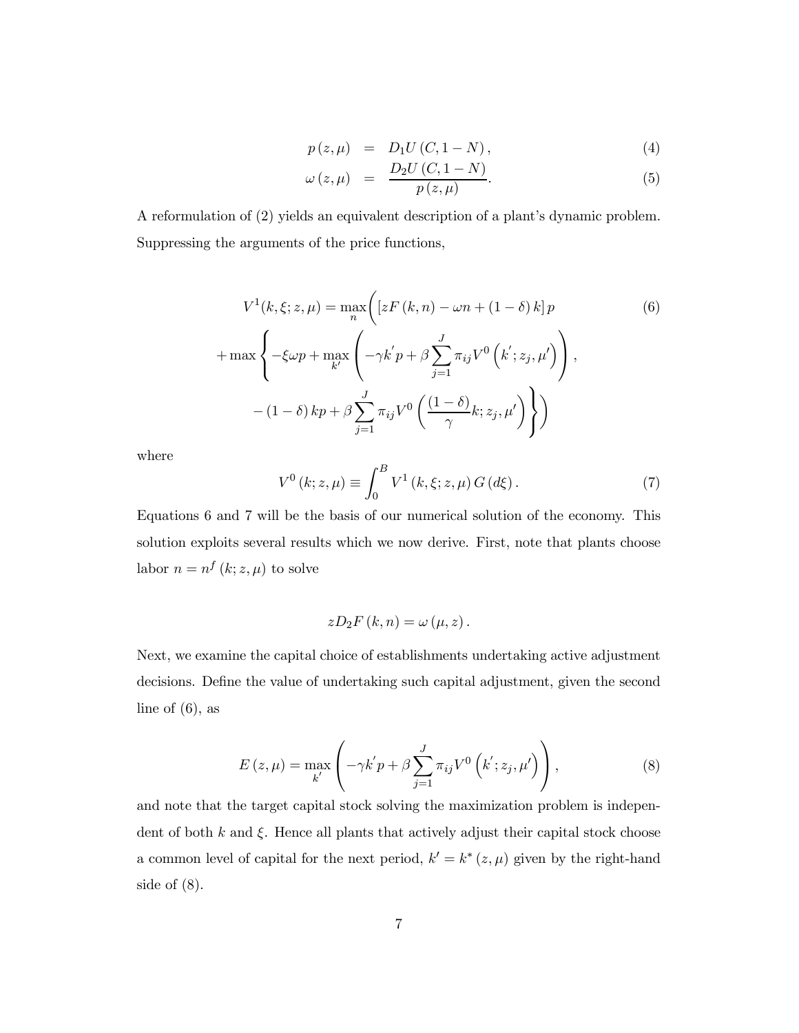$$
\begin{aligned}
p(z,\mu) &= D_1 U(C, 1-N), && (4)\\
\omega(z,\mu) &= \frac{D_2 U(C, 1-N)}{p(z,\mu)}. && (5)
\end{aligned}
$$

A reformulation of (2) yields an equivalent description of a plant's dynamic problem. Suppressing the arguments of the price functions,

$$
\begin{aligned}
V^1(k,\xi;z,\mu) = \max_n \Bigg( & \left[zF(k,n) - \omega n + (1-\delta)k\right] p \qquad (6)\\
+ \max \Bigg\{ & -\xi\omega p + \max_{k'} \left( -\gamma k' p + \beta \sum_{j=1}^{J} \pi_{ij} V^0\left(k'; z_j, \mu'\right) \right), \\
& -(1-\delta)kp + \beta \sum_{j=1}^{J} \pi_{ij} V^0\left(\frac{(1-\delta)}{\gamma}k; z_j, \mu'\right) \Bigg\} \Bigg)
\end{aligned}
$$

where

$$
V^0(k;z,\mu) \equiv \int_0^B V^1(k,\xi;z,\mu)\, G(d\xi). \qquad (7)
$$

Equations 6 and 7 will be the basis of our numerical solution of the economy. This solution exploits several results which we now derive. First, note that plants choose labor $n = n^f(k;z,\mu)$ to solve

$$
zD_2F(k,n) = \omega(\mu,z).
$$

Next, we examine the capital choice of establishments undertaking active adjustment decisions. Define the value of undertaking such capital adjustment, given the second line of (6), as

$$
E(z,\mu) = \max_{k'} \left( -\gamma k' p + \beta \sum_{j=1}^{J} \pi_{ij} V^0\left(k'; z_j, \mu'\right) \right), \qquad (8)
$$

and note that the target capital stock solving the maximization problem is independent of both $k$ and $\xi$. Hence all plants that actively adjust their capital stock choose a common level of capital for the next period, $k' = k^*(z,\mu)$ given by the right-hand side of (8).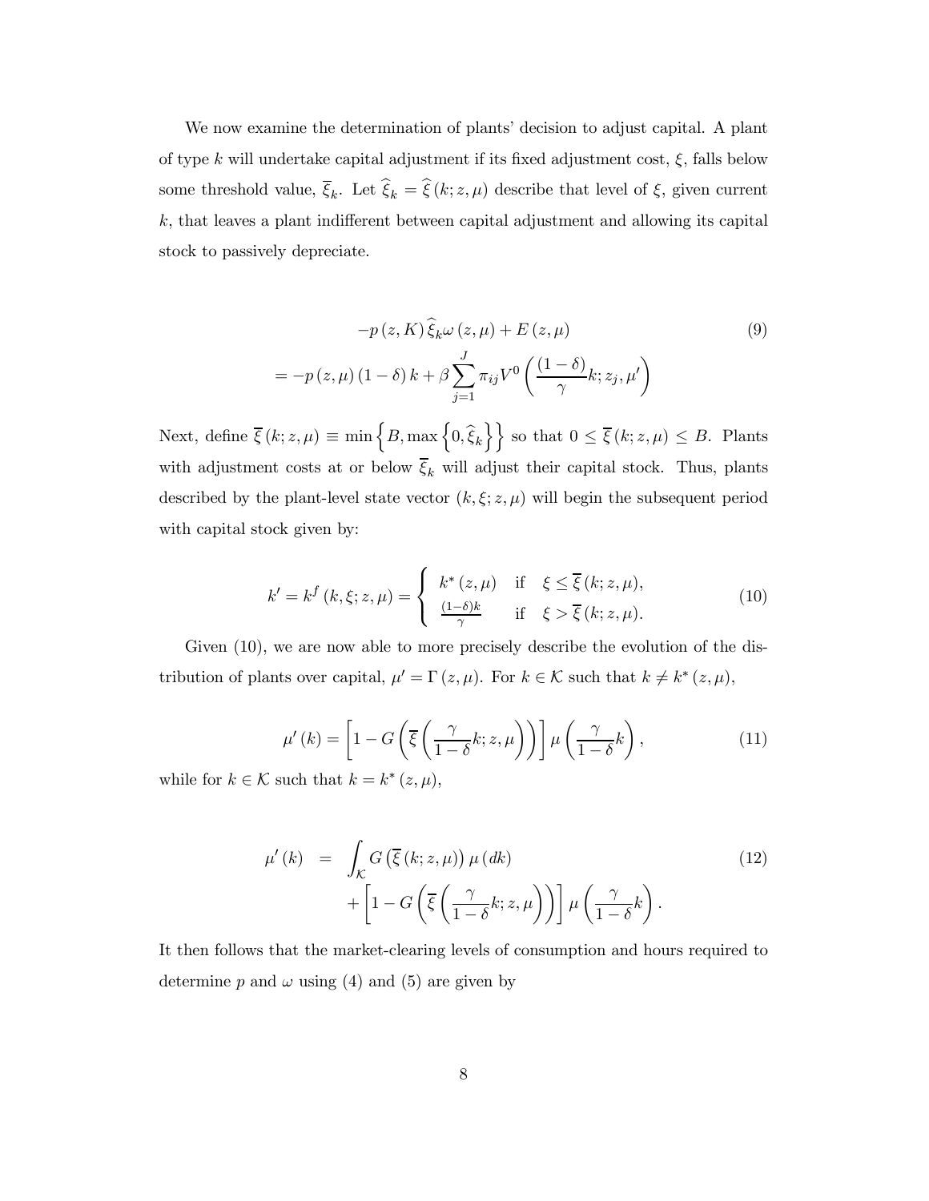We now examine the determination of plants' decision to adjust capital. A plant of type $k$ will undertake capital adjustment if its fixed adjustment cost, $\xi$, falls below some threshold value, $\overline{\xi}_k$. Let $\widehat{\xi}_k = \widehat{\xi}(k; z, \mu)$ describe that level of $\xi$, given current $k$, that leaves a plant indifferent between capital adjustment and allowing its capital stock to passively depreciate.

$$
\begin{aligned}
& -p(z, K)\,\widehat{\xi}_k \omega(z, \mu) + E(z, \mu) \\
&= -p(z, \mu)(1-\delta)k + \beta \sum_{j=1}^{J} \pi_{ij} V^0\left(\frac{(1-\delta)}{\gamma}k; z_j, \mu'\right)
\end{aligned}
\tag{9}
$$

Next, define $\overline{\xi}(k; z, \mu) \equiv \min\left\{B, \max\left\{0, \widehat{\xi}_k\right\}\right\}$ so that $0 \leq \overline{\xi}(k; z, \mu) \leq B$. Plants with adjustment costs at or below $\overline{\xi}_k$ will adjust their capital stock. Thus, plants described by the plant-level state vector $(k, \xi; z, \mu)$ will begin the subsequent period with capital stock given by:

$$
k' = k^f(k, \xi; z, \mu) = \begin{cases} k^*(z, \mu) & \text{if} \quad \xi \leq \overline{\xi}(k; z, \mu), \\ \frac{(1-\delta)k}{\gamma} & \text{if} \quad \xi > \overline{\xi}(k; z, \mu). \end{cases}
\tag{10}
$$

Given (10), we are now able to more precisely describe the evolution of the distribution of plants over capital, $\mu' = \Gamma(z, \mu)$. For $k \in \mathcal{K}$ such that $k \neq k^*(z, \mu)$,

$$
\mu'(k) = \left[1 - G\left(\overline{\xi}\left(\frac{\gamma}{1-\delta}k; z, \mu\right)\right)\right] \mu\left(\frac{\gamma}{1-\delta}k\right),
\tag{11}
$$

while for $k \in \mathcal{K}$ such that $k = k^*(z, \mu)$,

$$
\begin{aligned}
\mu'(k) &= \int_{\mathcal{K}} G\left(\overline{\xi}(k; z, \mu)\right) \mu(dk) \\
&\quad + \left[1 - G\left(\overline{\xi}\left(\frac{\gamma}{1-\delta}k; z, \mu\right)\right)\right] \mu\left(\frac{\gamma}{1-\delta}k\right).
\end{aligned}
\tag{12}
$$

It then follows that the market-clearing levels of consumption and hours required to determine $p$ and $\omega$ using (4) and (5) are given by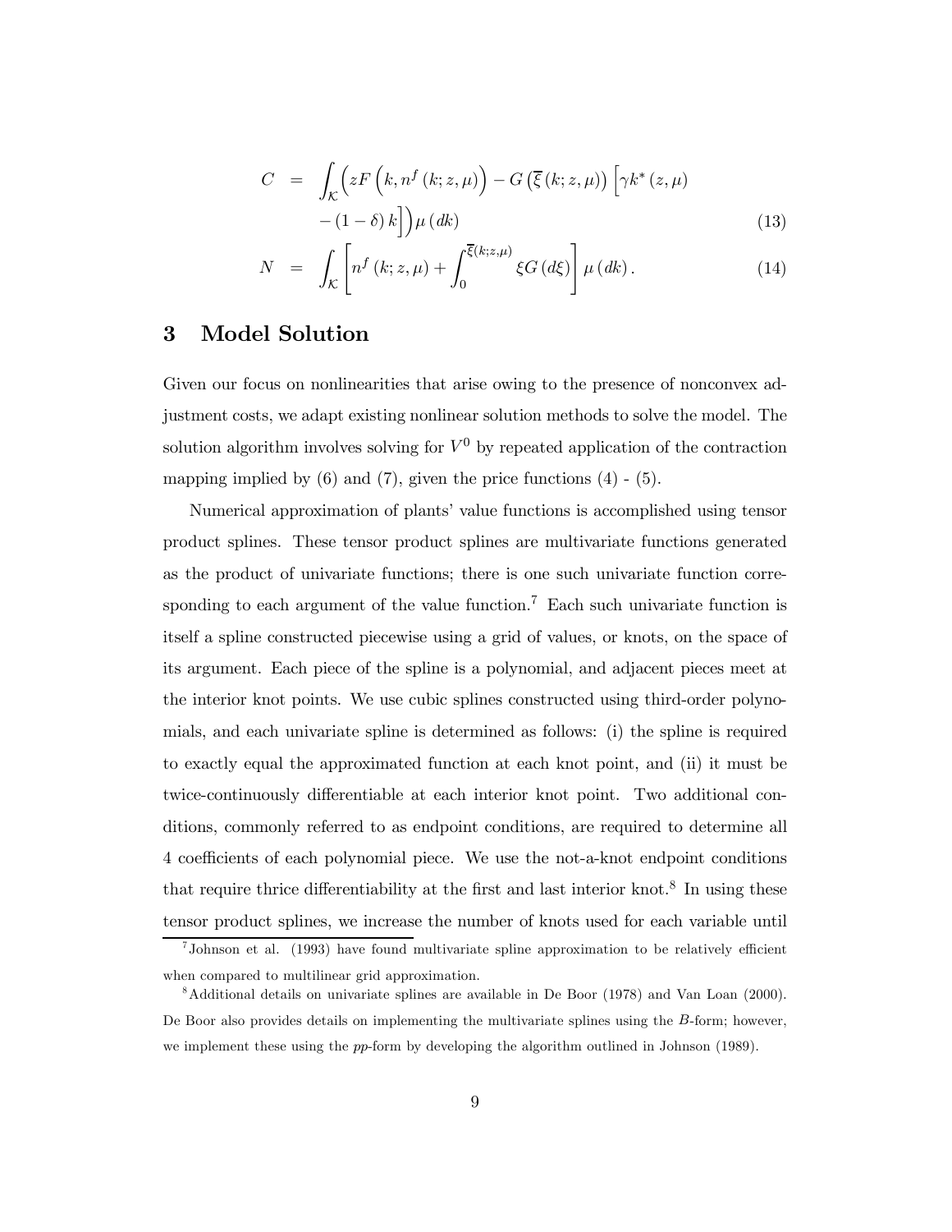$$C = \int_{\mathcal{K}} \Big( zF\left(k, n^f(k; z, \mu)\right) - G\left(\overline{\xi}(k; z, \mu)\right)\Big[\gamma k^*(z, \mu) - (1-\delta) k\Big]\Big) \mu(dk) \tag{13}$$

$$N = \int_{\mathcal{K}} \left[ n^f(k; z, \mu) + \int_0^{\overline{\xi}(k;z,\mu)} \xi G(d\xi) \right] \mu(dk). \tag{14}$$

## 3 Model Solution

Given our focus on nonlinearities that arise owing to the presence of nonconvex adjustment costs, we adapt existing nonlinear solution methods to solve the model. The solution algorithm involves solving for $V^0$ by repeated application of the contraction mapping implied by (6) and (7), given the price functions (4) - (5).

Numerical approximation of plants' value functions is accomplished using tensor product splines. These tensor product splines are multivariate functions generated as the product of univariate functions; there is one such univariate function corresponding to each argument of the value function.[7] Each such univariate function is itself a spline constructed piecewise using a grid of values, or knots, on the space of its argument. Each piece of the spline is a polynomial, and adjacent pieces meet at the interior knot points. We use cubic splines constructed using third-order polynomials, and each univariate spline is determined as follows: (i) the spline is required to exactly equal the approximated function at each knot point, and (ii) it must be twice-continuously differentiable at each interior knot point. Two additional conditions, commonly referred to as endpoint conditions, are required to determine all 4 coefficients of each polynomial piece. We use the not-a-knot endpoint conditions that require thrice differentiability at the first and last interior knot.[8] In using these tensor product splines, we increase the number of knots used for each variable until

[7] Johnson et al. (1993) have found multivariate spline approximation to be relatively efficient when compared to multilinear grid approximation.

[8] Additional details on univariate splines are available in De Boor (1978) and Van Loan (2000). De Boor also provides details on implementing the multivariate splines using the $B$-form; however, we implement these using the *pp*-form by developing the algorithm outlined in Johnson (1989).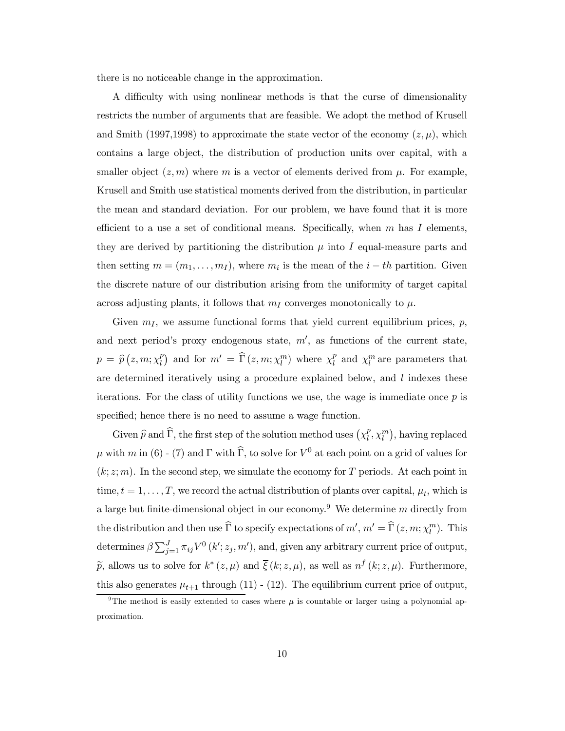there is no noticeable change in the approximation.

A difficulty with using nonlinear methods is that the curse of dimensionality restricts the number of arguments that are feasible. We adopt the method of Krusell and Smith (1997,1998) to approximate the state vector of the economy $(z, \mu)$, which contains a large object, the distribution of production units over capital, with a smaller object $(z, m)$ where $m$ is a vector of elements derived from $\mu$. For example, Krusell and Smith use statistical moments derived from the distribution, in particular the mean and standard deviation. For our problem, we have found that it is more efficient to a use a set of conditional means. Specifically, when $m$ has $I$ elements, they are derived by partitioning the distribution $\mu$ into $I$ equal-measure parts and then setting $m = (m_1, \ldots, m_I)$, where $m_i$ is the mean of the $i-th$ partition. Given the discrete nature of our distribution arising from the uniformity of target capital across adjusting plants, it follows that $m_I$ converges monotonically to $\mu$.

Given $m_I$, we assume functional forms that yield current equilibrium prices, $p$, and next period's proxy endogenous state, $m'$, as functions of the current state, $p = \widehat{p}\left(z, m; \chi_l^p\right)$ and for $m' = \widehat{\Gamma}\left(z, m; \chi_l^m\right)$ where $\chi_l^p$ and $\chi_l^m$ are parameters that are determined iteratively using a procedure explained below, and $l$ indexes these iterations. For the class of utility functions we use, the wage is immediate once $p$ is specified; hence there is no need to assume a wage function.

Given $\widehat{p}$ and $\widehat{\Gamma}$, the first step of the solution method uses $\left(\chi_l^p, \chi_l^m\right)$, having replaced $\mu$ with $m$ in (6) - (7) and $\Gamma$ with $\widehat{\Gamma}$, to solve for $V^0$ at each point on a grid of values for $(k; z; m)$. In the second step, we simulate the economy for $T$ periods. At each point in time, $t = 1, \ldots, T$, we record the actual distribution of plants over capital, $\mu_t$, which is a large but finite-dimensional object in our economy.[9] We determine $m$ directly from the distribution and then use $\widehat{\Gamma}$ to specify expectations of $m'$, $m' = \widehat{\Gamma}\left(z, m; \chi_l^m\right)$. This determines $\beta \sum_{j=1}^{J} \pi_{ij} V^0\left(k'; z_j, m'\right)$, and, given any arbitrary current price of output, $\widetilde{p}$, allows us to solve for $k^*\left(z, \mu\right)$ and $\overline{\xi}\left(k; z, \mu\right)$, as well as $n^f\left(k; z, \mu\right)$. Furthermore, this also generates $\mu_{t+1}$ through (11) - (12). The equilibrium current price of output,

[9] The method is easily extended to cases where $\mu$ is countable or larger using a polynomial approximation.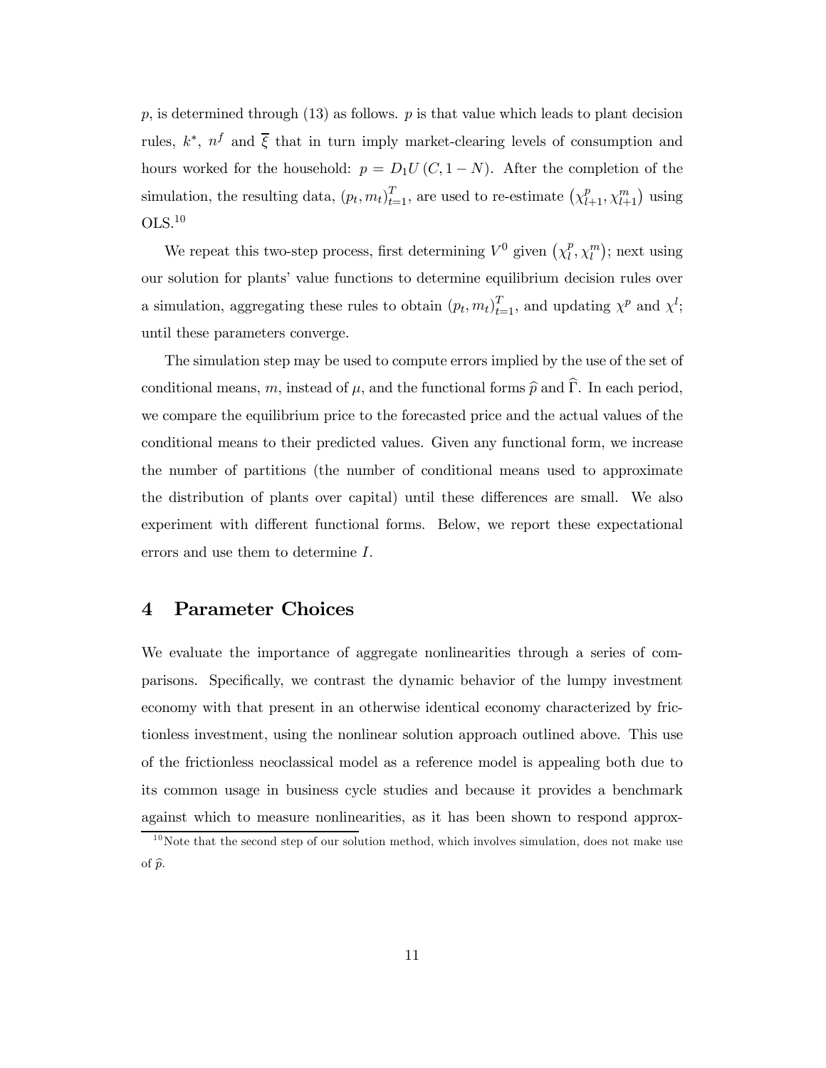$p$, is determined through (13) as follows. $p$ is that value which leads to plant decision rules, $k^*$, $n^f$ and $\overline{\xi}$ that in turn imply market-clearing levels of consumption and hours worked for the household: $p = D_1 U(C, 1 - N)$. After the completion of the simulation, the resulting data, $(p_t, m_t)_{t=1}^T$, are used to re-estimate $\left(\chi_{l+1}^p, \chi_{l+1}^m\right)$ using OLS.[10]

We repeat this two-step process, first determining $V^0$ given $\left(\chi_l^p, \chi_l^m\right)$; next using our solution for plants' value functions to determine equilibrium decision rules over a simulation, aggregating these rules to obtain $(p_t, m_t)_{t=1}^T$, and updating $\chi^p$ and $\chi^l$; until these parameters converge.

The simulation step may be used to compute errors implied by the use of the set of conditional means, $m$, instead of $\mu$, and the functional forms $\widehat{p}$ and $\widehat{\Gamma}$. In each period, we compare the equilibrium price to the forecasted price and the actual values of the conditional means to their predicted values. Given any functional form, we increase the number of partitions (the number of conditional means used to approximate the distribution of plants over capital) until these differences are small. We also experiment with different functional forms. Below, we report these expectational errors and use them to determine $I$.

## 4 Parameter Choices

We evaluate the importance of aggregate nonlinearities through a series of comparisons. Specifically, we contrast the dynamic behavior of the lumpy investment economy with that present in an otherwise identical economy characterized by frictionless investment, using the nonlinear solution approach outlined above. This use of the frictionless neoclassical model as a reference model is appealing both due to its common usage in business cycle studies and because it provides a benchmark against which to measure nonlinearities, as it has been shown to respond approx-

[10] Note that the second step of our solution method, which involves simulation, does not make use of $\widehat{p}$.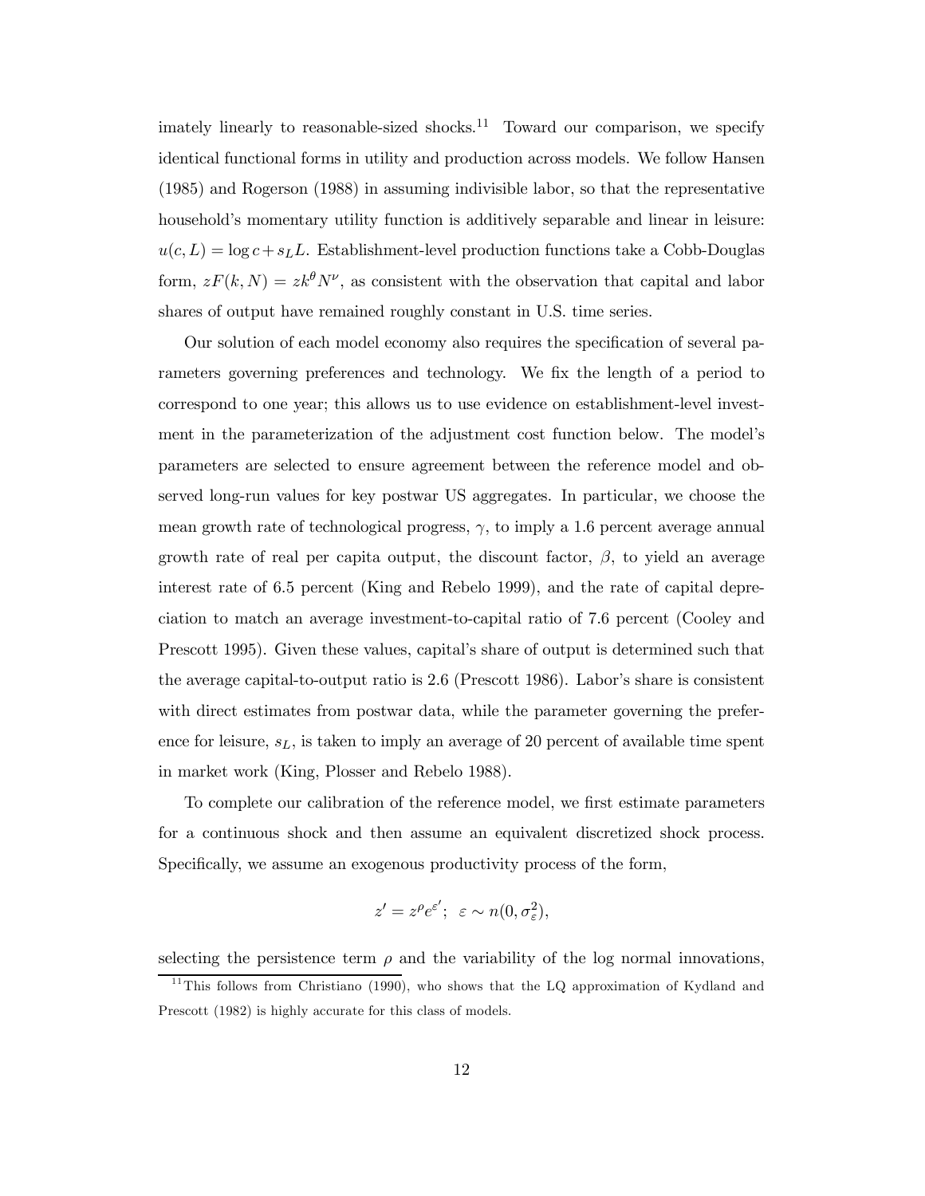imately linearly to reasonable-sized shocks.[11] Toward our comparison, we specify identical functional forms in utility and production across models. We follow Hansen (1985) and Rogerson (1988) in assuming indivisible labor, so that the representative household's momentary utility function is additively separable and linear in leisure: $u(c, L) = \log c + s_L L$. Establishment-level production functions take a Cobb-Douglas form, $zF(k, N) = zk^{\theta}N^{\nu}$, as consistent with the observation that capital and labor shares of output have remained roughly constant in U.S. time series.

Our solution of each model economy also requires the specification of several parameters governing preferences and technology. We fix the length of a period to correspond to one year; this allows us to use evidence on establishment-level investment in the parameterization of the adjustment cost function below. The model's parameters are selected to ensure agreement between the reference model and observed long-run values for key postwar US aggregates. In particular, we choose the mean growth rate of technological progress, $\gamma$, to imply a 1.6 percent average annual growth rate of real per capita output, the discount factor, $\beta$, to yield an average interest rate of 6.5 percent (King and Rebelo 1999), and the rate of capital depreciation to match an average investment-to-capital ratio of 7.6 percent (Cooley and Prescott 1995). Given these values, capital's share of output is determined such that the average capital-to-output ratio is 2.6 (Prescott 1986). Labor's share is consistent with direct estimates from postwar data, while the parameter governing the preference for leisure, $s_L$, is taken to imply an average of 20 percent of available time spent in market work (King, Plosser and Rebelo 1988).

To complete our calibration of the reference model, we first estimate parameters for a continuous shock and then assume an equivalent discretized shock process. Specifically, we assume an exogenous productivity process of the form,

$$z' = z^{\rho}e^{\varepsilon'};\ \ \varepsilon \sim n(0, \sigma_{\varepsilon}^2),$$

selecting the persistence term $\rho$ and the variability of the log normal innovations,

[11] This follows from Christiano (1990), who shows that the LQ approximation of Kydland and Prescott (1982) is highly accurate for this class of models.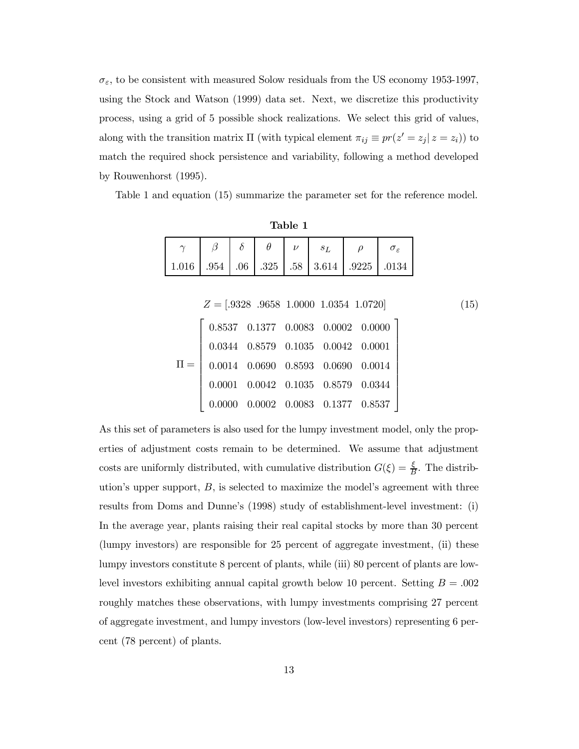$\sigma_\varepsilon$, to be consistent with measured Solow residuals from the US economy 1953-1997, using the Stock and Watson (1999) data set. Next, we discretize this productivity process, using a grid of 5 possible shock realizations. We select this grid of values, along with the transition matrix $\Pi$ (with typical element $\pi_{ij} \equiv pr(z' = z_j | z = z_i)$) to match the required shock persistence and variability, following a method developed by Rouwenhorst (1995).

Table 1 and equation (15) summarize the parameter set for the reference model.

**Table 1**

| $\gamma$ | $\beta$ | $\delta$ | $\theta$ | $\nu$ | $s_L$ | $\rho$ | $\sigma_\varepsilon$ |
|---|---|---|---|---|---|---|---|
| 1.016 | .954 | .06 | .325 | .58 | 3.614 | .9225 | .0134 |

$$Z = [.9328 \;\; .9658 \;\; 1.0000 \;\; 1.0354 \;\; 1.0720] \tag{15}$$

$$\Pi = \begin{bmatrix} 0.8537 & 0.1377 & 0.0083 & 0.0002 & 0.0000 \\ 0.0344 & 0.8579 & 0.1035 & 0.0042 & 0.0001 \\ 0.0014 & 0.0690 & 0.8593 & 0.0690 & 0.0014 \\ 0.0001 & 0.0042 & 0.1035 & 0.8579 & 0.0344 \\ 0.0000 & 0.0002 & 0.0083 & 0.1377 & 0.8537 \end{bmatrix}$$

As this set of parameters is also used for the lumpy investment model, only the properties of adjustment costs remain to be determined. We assume that adjustment costs are uniformly distributed, with cumulative distribution $G(\xi) = \frac{\xi}{B}$. The distribution's upper support, $B$, is selected to maximize the model's agreement with three results from Doms and Dunne's (1998) study of establishment-level investment: (i) In the average year, plants raising their real capital stocks by more than 30 percent (lumpy investors) are responsible for 25 percent of aggregate investment, (ii) these lumpy investors constitute 8 percent of plants, while (iii) 80 percent of plants are low-level investors exhibiting annual capital growth below 10 percent. Setting $B = .002$ roughly matches these observations, with lumpy investments comprising 27 percent of aggregate investment, and lumpy investors (low-level investors) representing 6 percent (78 percent) of plants.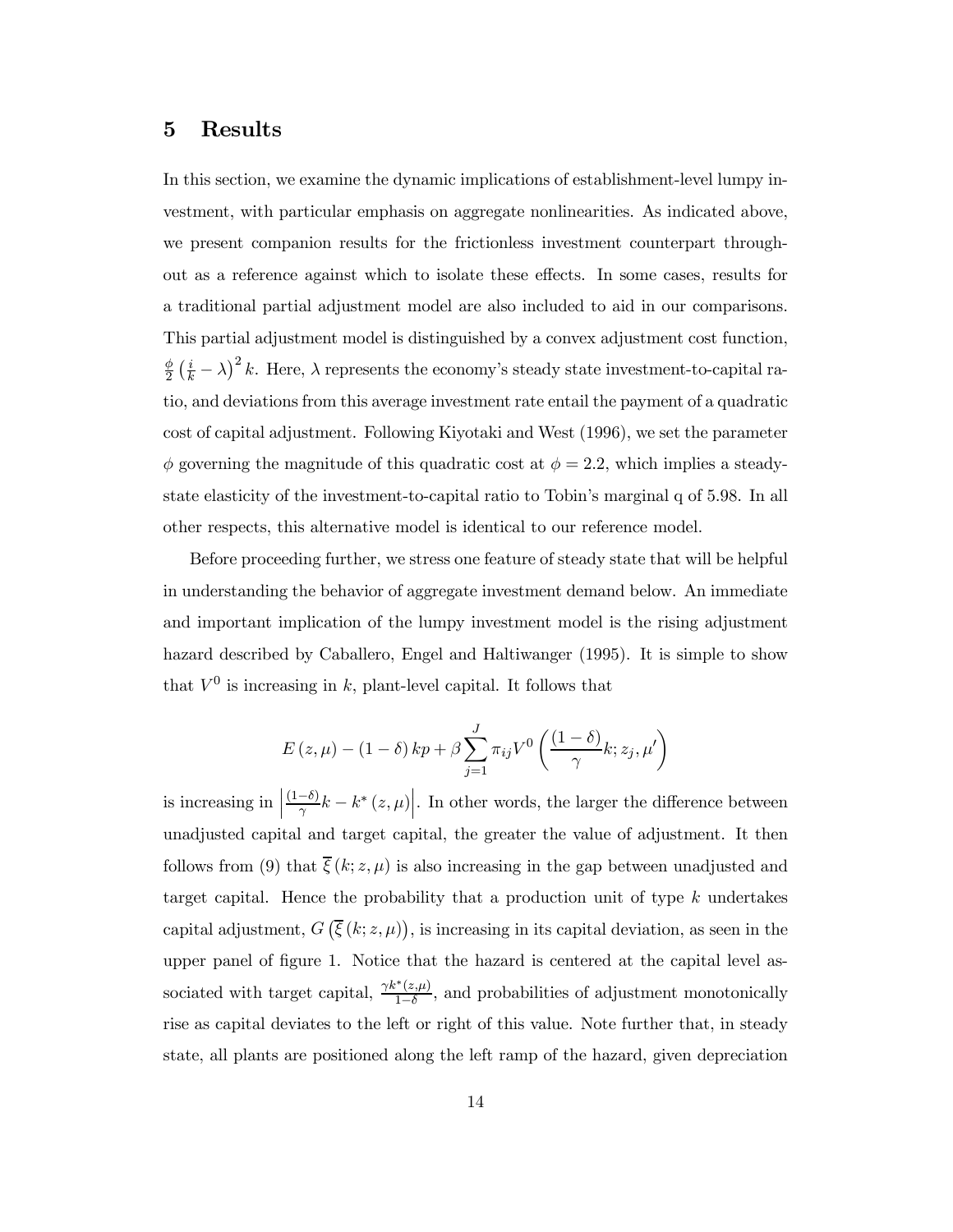## 5 Results

In this section, we examine the dynamic implications of establishment-level lumpy investment, with particular emphasis on aggregate nonlinearities. As indicated above, we present companion results for the frictionless investment counterpart throughout as a reference against which to isolate these effects. In some cases, results for a traditional partial adjustment model are also included to aid in our comparisons. This partial adjustment model is distinguished by a convex adjustment cost function, $\frac{\phi}{2}\left(\frac{i}{k}-\lambda\right)^2 k$. Here, $\lambda$ represents the economy's steady state investment-to-capital ratio, and deviations from this average investment rate entail the payment of a quadratic cost of capital adjustment. Following Kiyotaki and West (1996), we set the parameter $\phi$ governing the magnitude of this quadratic cost at $\phi = 2.2$, which implies a steady-state elasticity of the investment-to-capital ratio to Tobin's marginal q of 5.98. In all other respects, this alternative model is identical to our reference model.

Before proceeding further, we stress one feature of steady state that will be helpful in understanding the behavior of aggregate investment demand below. An immediate and important implication of the lumpy investment model is the rising adjustment hazard described by Caballero, Engel and Haltiwanger (1995). It is simple to show that $V^0$ is increasing in $k$, plant-level capital. It follows that

$$E\left(z,\mu\right)-\left(1-\delta\right)kp+\beta\sum_{j=1}^{J}\pi_{ij}V^0\left(\frac{\left(1-\delta\right)}{\gamma}k;z_j,\mu'\right)$$

is increasing in $\left|\frac{(1-\delta)}{\gamma}k-k^*\left(z,\mu\right)\right|$. In other words, the larger the difference between unadjusted capital and target capital, the greater the value of adjustment. It then follows from (9) that $\overline{\xi}\left(k;z,\mu\right)$ is also increasing in the gap between unadjusted and target capital. Hence the probability that a production unit of type $k$ undertakes capital adjustment, $G\left(\overline{\xi}\left(k;z,\mu\right)\right)$, is increasing in its capital deviation, as seen in the upper panel of figure 1. Notice that the hazard is centered at the capital level associated with target capital, $\frac{\gamma k^*(z,\mu)}{1-\delta}$, and probabilities of adjustment monotonically rise as capital deviates to the left or right of this value. Note further that, in steady state, all plants are positioned along the left ramp of the hazard, given depreciation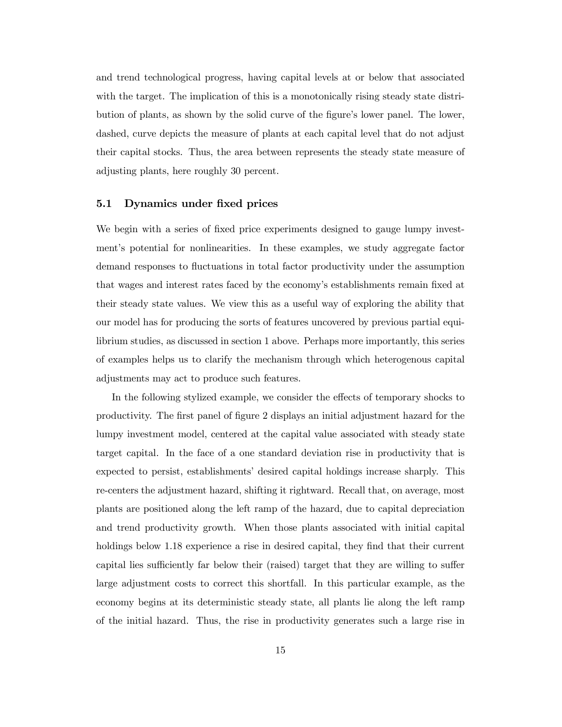and trend technological progress, having capital levels at or below that associated with the target. The implication of this is a monotonically rising steady state distribution of plants, as shown by the solid curve of the figure's lower panel. The lower, dashed, curve depicts the measure of plants at each capital level that do not adjust their capital stocks. Thus, the area between represents the steady state measure of adjusting plants, here roughly 30 percent.

### 5.1 Dynamics under fixed prices

We begin with a series of fixed price experiments designed to gauge lumpy investment's potential for nonlinearities. In these examples, we study aggregate factor demand responses to fluctuations in total factor productivity under the assumption that wages and interest rates faced by the economy's establishments remain fixed at their steady state values. We view this as a useful way of exploring the ability that our model has for producing the sorts of features uncovered by previous partial equilibrium studies, as discussed in section 1 above. Perhaps more importantly, this series of examples helps us to clarify the mechanism through which heterogenous capital adjustments may act to produce such features.

In the following stylized example, we consider the effects of temporary shocks to productivity. The first panel of figure 2 displays an initial adjustment hazard for the lumpy investment model, centered at the capital value associated with steady state target capital. In the face of a one standard deviation rise in productivity that is expected to persist, establishments' desired capital holdings increase sharply. This re-centers the adjustment hazard, shifting it rightward. Recall that, on average, most plants are positioned along the left ramp of the hazard, due to capital depreciation and trend productivity growth. When those plants associated with initial capital holdings below 1.18 experience a rise in desired capital, they find that their current capital lies sufficiently far below their (raised) target that they are willing to suffer large adjustment costs to correct this shortfall. In this particular example, as the economy begins at its deterministic steady state, all plants lie along the left ramp of the initial hazard. Thus, the rise in productivity generates such a large rise in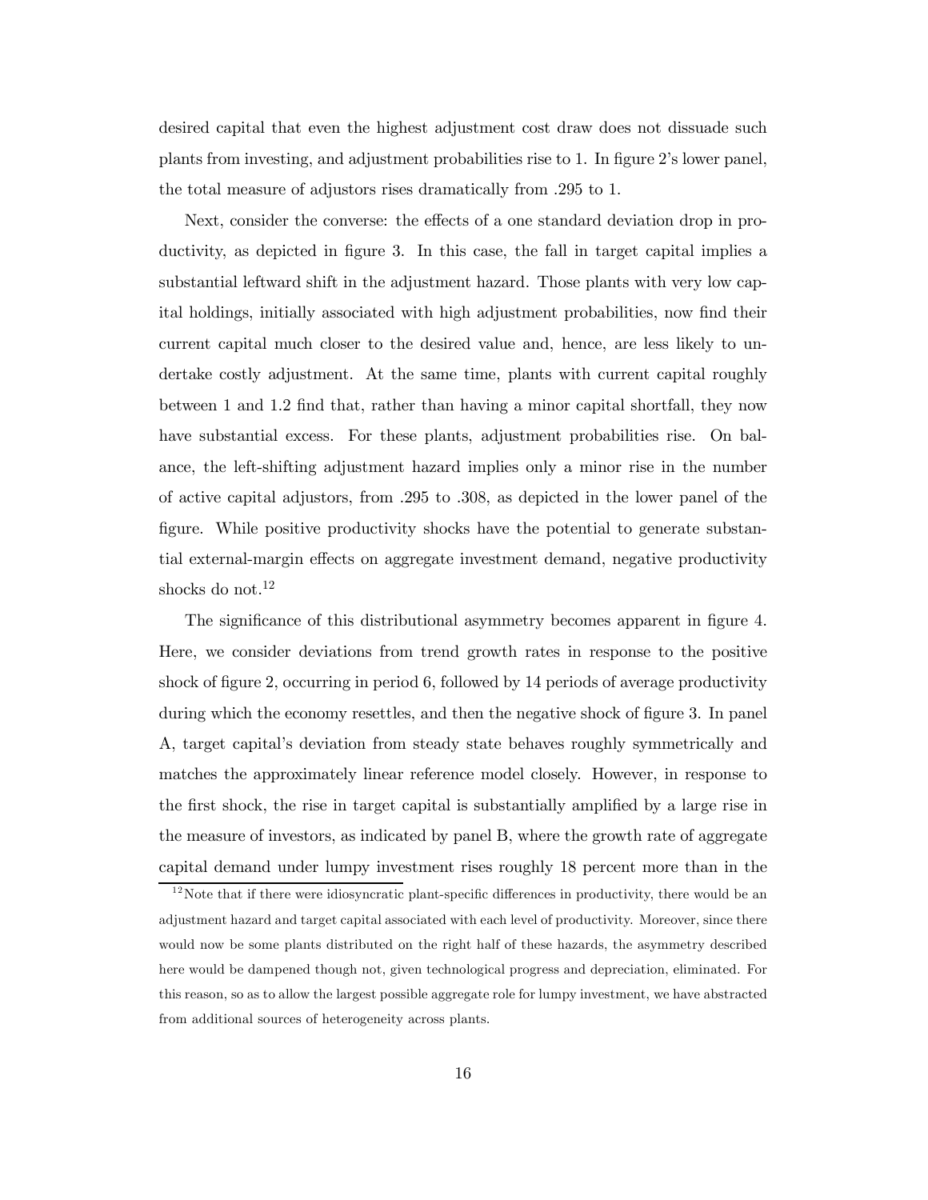desired capital that even the highest adjustment cost draw does not dissuade such plants from investing, and adjustment probabilities rise to 1. In figure 2's lower panel, the total measure of adjustors rises dramatically from .295 to 1.

Next, consider the converse: the effects of a one standard deviation drop in productivity, as depicted in figure 3. In this case, the fall in target capital implies a substantial leftward shift in the adjustment hazard. Those plants with very low capital holdings, initially associated with high adjustment probabilities, now find their current capital much closer to the desired value and, hence, are less likely to undertake costly adjustment. At the same time, plants with current capital roughly between 1 and 1.2 find that, rather than having a minor capital shortfall, they now have substantial excess. For these plants, adjustment probabilities rise. On balance, the left-shifting adjustment hazard implies only a minor rise in the number of active capital adjustors, from .295 to .308, as depicted in the lower panel of the figure. While positive productivity shocks have the potential to generate substantial external-margin effects on aggregate investment demand, negative productivity shocks do not.[12]

The significance of this distributional asymmetry becomes apparent in figure 4. Here, we consider deviations from trend growth rates in response to the positive shock of figure 2, occurring in period 6, followed by 14 periods of average productivity during which the economy resettles, and then the negative shock of figure 3. In panel A, target capital's deviation from steady state behaves roughly symmetrically and matches the approximately linear reference model closely. However, in response to the first shock, the rise in target capital is substantially amplified by a large rise in the measure of investors, as indicated by panel B, where the growth rate of aggregate capital demand under lumpy investment rises roughly 18 percent more than in the

[12] Note that if there were idiosyncratic plant-specific differences in productivity, there would be an adjustment hazard and target capital associated with each level of productivity. Moreover, since there would now be some plants distributed on the right half of these hazards, the asymmetry described here would be dampened though not, given technological progress and depreciation, eliminated. For this reason, so as to allow the largest possible aggregate role for lumpy investment, we have abstracted from additional sources of heterogeneity across plants.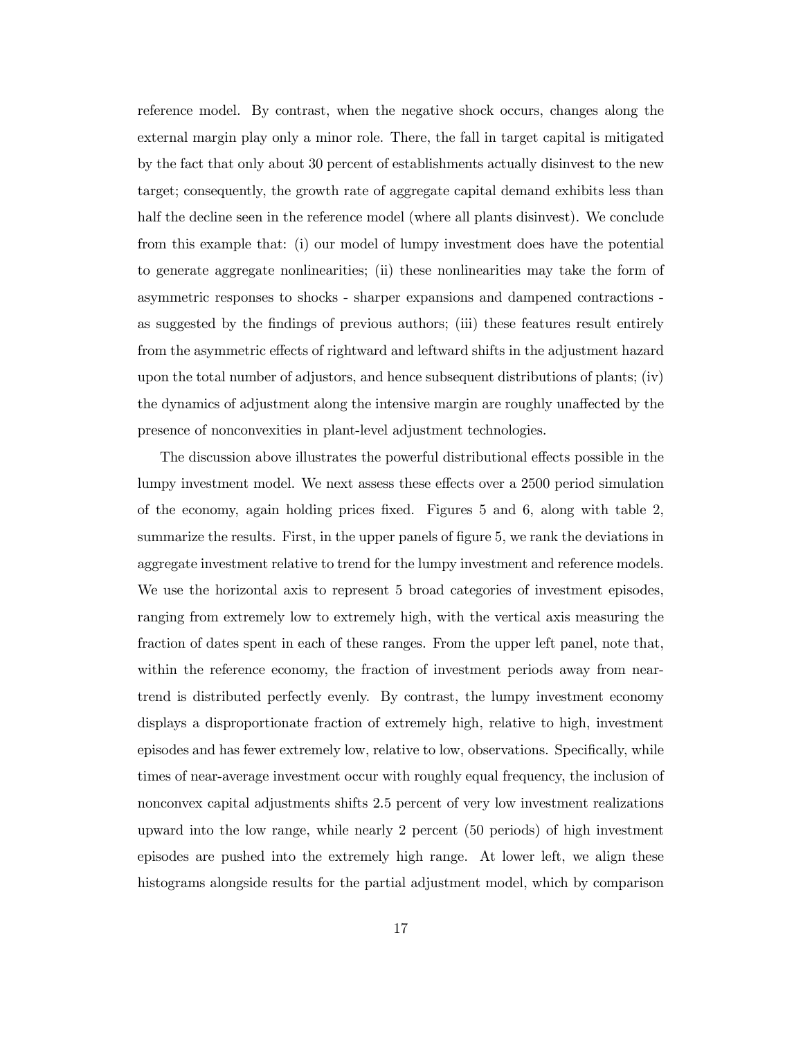reference model. By contrast, when the negative shock occurs, changes along the external margin play only a minor role. There, the fall in target capital is mitigated by the fact that only about 30 percent of establishments actually disinvest to the new target; consequently, the growth rate of aggregate capital demand exhibits less than half the decline seen in the reference model (where all plants disinvest). We conclude from this example that: (i) our model of lumpy investment does have the potential to generate aggregate nonlinearities; (ii) these nonlinearities may take the form of asymmetric responses to shocks - sharper expansions and dampened contractions - as suggested by the findings of previous authors; (iii) these features result entirely from the asymmetric effects of rightward and leftward shifts in the adjustment hazard upon the total number of adjustors, and hence subsequent distributions of plants; (iv) the dynamics of adjustment along the intensive margin are roughly unaffected by the presence of nonconvexities in plant-level adjustment technologies.

The discussion above illustrates the powerful distributional effects possible in the lumpy investment model. We next assess these effects over a 2500 period simulation of the economy, again holding prices fixed. Figures 5 and 6, along with table 2, summarize the results. First, in the upper panels of figure 5, we rank the deviations in aggregate investment relative to trend for the lumpy investment and reference models. We use the horizontal axis to represent 5 broad categories of investment episodes, ranging from extremely low to extremely high, with the vertical axis measuring the fraction of dates spent in each of these ranges. From the upper left panel, note that, within the reference economy, the fraction of investment periods away from near-trend is distributed perfectly evenly. By contrast, the lumpy investment economy displays a disproportionate fraction of extremely high, relative to high, investment episodes and has fewer extremely low, relative to low, observations. Specifically, while times of near-average investment occur with roughly equal frequency, the inclusion of nonconvex capital adjustments shifts 2.5 percent of very low investment realizations upward into the low range, while nearly 2 percent (50 periods) of high investment episodes are pushed into the extremely high range. At lower left, we align these histograms alongside results for the partial adjustment model, which by comparison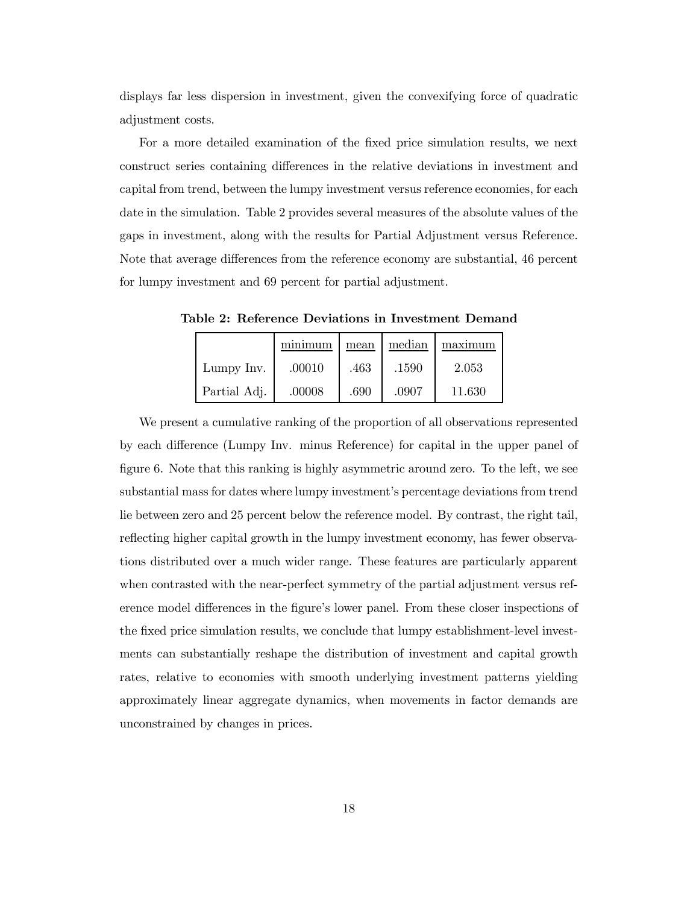displays far less dispersion in investment, given the convexifying force of quadratic adjustment costs.

For a more detailed examination of the fixed price simulation results, we next construct series containing differences in the relative deviations in investment and capital from trend, between the lumpy investment versus reference economies, for each date in the simulation. Table 2 provides several measures of the absolute values of the gaps in investment, along with the results for Partial Adjustment versus Reference. Note that average differences from the reference economy are substantial, 46 percent for lumpy investment and 69 percent for partial adjustment.

**Table 2: Reference Deviations in Investment Demand**

| | minimum | mean | median | maximum |
|---|---|---|---|---|
| Lumpy Inv. | .00010 | .463 | .1590 | 2.053 |
| Partial Adj. | .00008 | .690 | .0907 | 11.630 |

We present a cumulative ranking of the proportion of all observations represented by each difference (Lumpy Inv. minus Reference) for capital in the upper panel of figure 6. Note that this ranking is highly asymmetric around zero. To the left, we see substantial mass for dates where lumpy investment's percentage deviations from trend lie between zero and 25 percent below the reference model. By contrast, the right tail, reflecting higher capital growth in the lumpy investment economy, has fewer observations distributed over a much wider range. These features are particularly apparent when contrasted with the near-perfect symmetry of the partial adjustment versus reference model differences in the figure's lower panel. From these closer inspections of the fixed price simulation results, we conclude that lumpy establishment-level investments can substantially reshape the distribution of investment and capital growth rates, relative to economies with smooth underlying investment patterns yielding approximately linear aggregate dynamics, when movements in factor demands are unconstrained by changes in prices.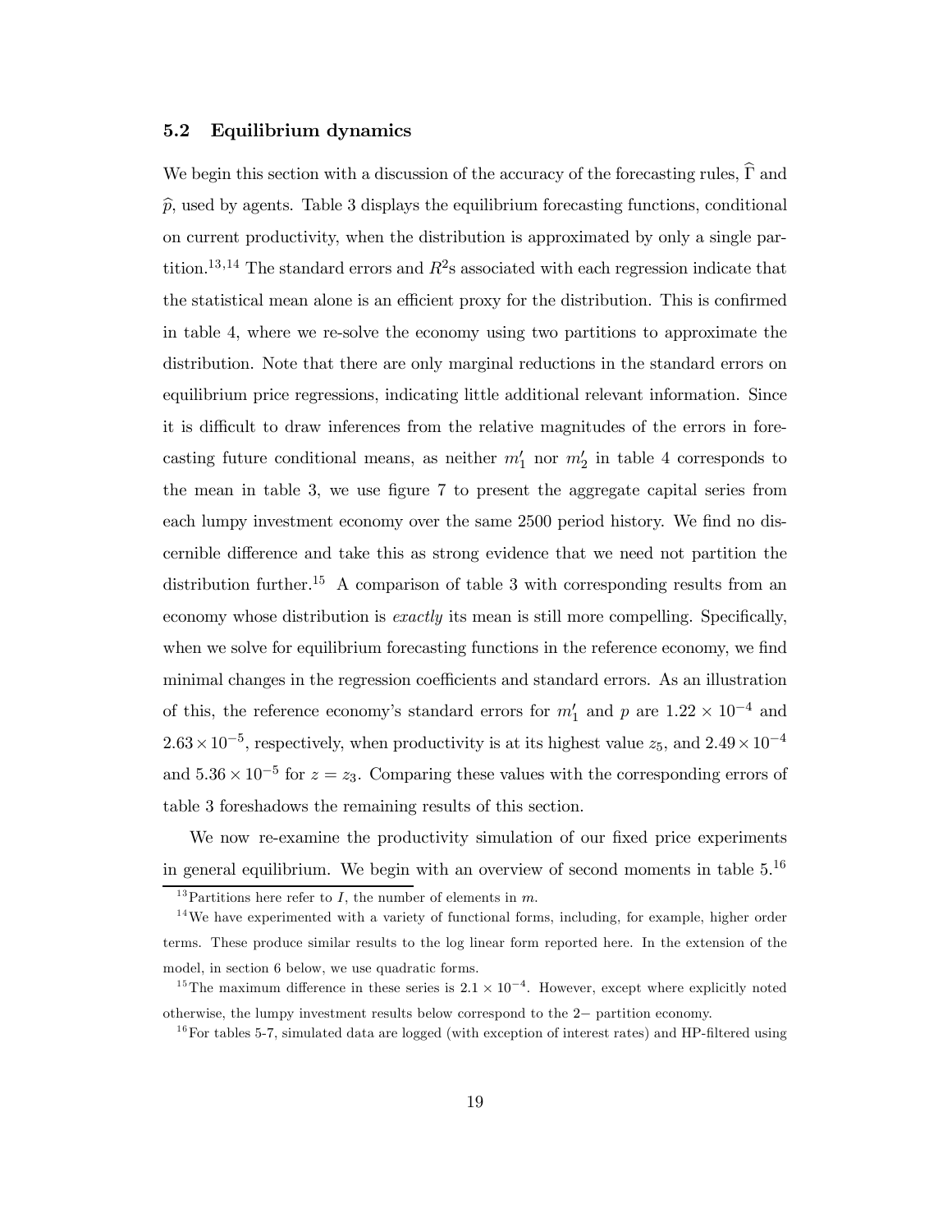### 5.2 Equilibrium dynamics

We begin this section with a discussion of the accuracy of the forecasting rules, $\widehat{\Gamma}$ and $\widehat{p}$, used by agents. Table 3 displays the equilibrium forecasting functions, conditional on current productivity, when the distribution is approximated by only a single partition.[13,14] The standard errors and $R^2$s associated with each regression indicate that the statistical mean alone is an efficient proxy for the distribution. This is confirmed in table 4, where we re-solve the economy using two partitions to approximate the distribution. Note that there are only marginal reductions in the standard errors on equilibrium price regressions, indicating little additional relevant information. Since it is difficult to draw inferences from the relative magnitudes of the errors in forecasting future conditional means, as neither $m_1'$ nor $m_2'$ in table 4 corresponds to the mean in table 3, we use figure 7 to present the aggregate capital series from each lumpy investment economy over the same 2500 period history. We find no discernible difference and take this as strong evidence that we need not partition the distribution further.[15] A comparison of table 3 with corresponding results from an economy whose distribution is *exactly* its mean is still more compelling. Specifically, when we solve for equilibrium forecasting functions in the reference economy, we find minimal changes in the regression coefficients and standard errors. As an illustration of this, the reference economy's standard errors for $m_1'$ and $p$ are $1.22 \times 10^{-4}$ and $2.63 \times 10^{-5}$, respectively, when productivity is at its highest value $z_5$, and $2.49 \times 10^{-4}$ and $5.36 \times 10^{-5}$ for $z = z_3$. Comparing these values with the corresponding errors of table 3 foreshadows the remaining results of this section.

We now re-examine the productivity simulation of our fixed price experiments in general equilibrium. We begin with an overview of second moments in table 5.[16]

---

[13] Partitions here refer to $I$, the number of elements in $m$.

[14] We have experimented with a variety of functional forms, including, for example, higher order terms. These produce similar results to the log linear form reported here. In the extension of the model, in section 6 below, we use quadratic forms.

[15] The maximum difference in these series is $2.1 \times 10^{-4}$. However, except where explicitly noted otherwise, the lumpy investment results below correspond to the 2− partition economy.

[16] For tables 5-7, simulated data are logged (with exception of interest rates) and HP-filtered using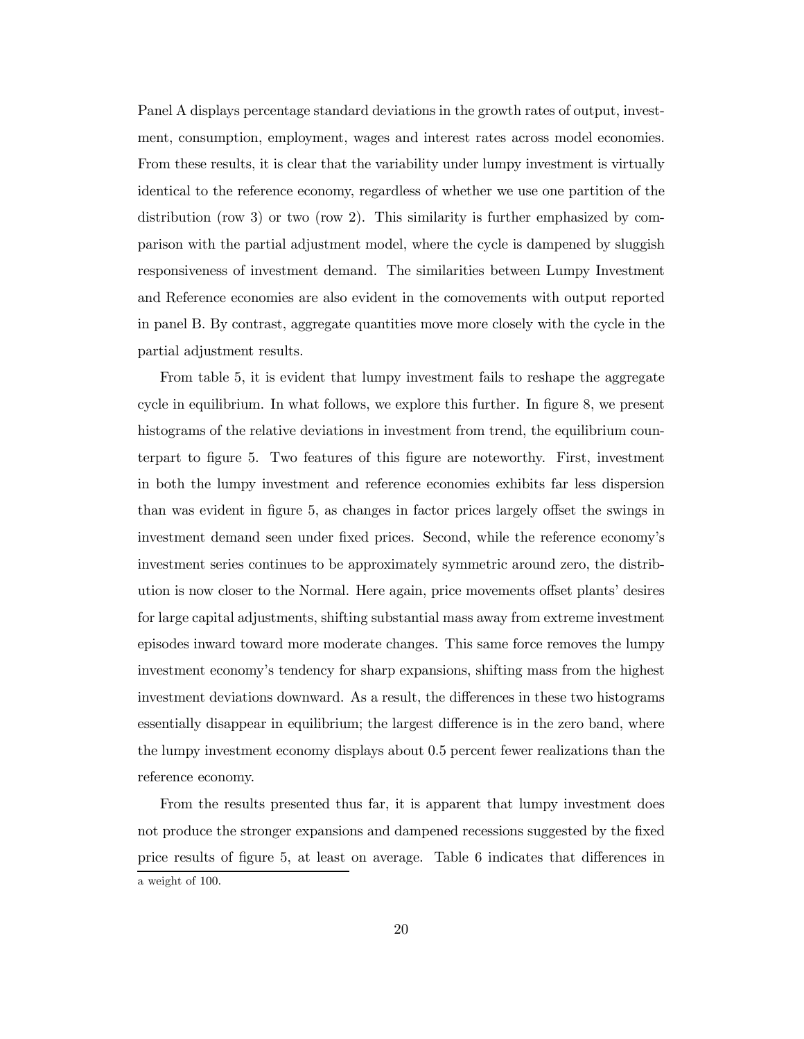Panel A displays percentage standard deviations in the growth rates of output, investment, consumption, employment, wages and interest rates across model economies. From these results, it is clear that the variability under lumpy investment is virtually identical to the reference economy, regardless of whether we use one partition of the distribution (row 3) or two (row 2). This similarity is further emphasized by comparison with the partial adjustment model, where the cycle is dampened by sluggish responsiveness of investment demand. The similarities between Lumpy Investment and Reference economies are also evident in the comovements with output reported in panel B. By contrast, aggregate quantities move more closely with the cycle in the partial adjustment results.

From table 5, it is evident that lumpy investment fails to reshape the aggregate cycle in equilibrium. In what follows, we explore this further. In figure 8, we present histograms of the relative deviations in investment from trend, the equilibrium counterpart to figure 5. Two features of this figure are noteworthy. First, investment in both the lumpy investment and reference economies exhibits far less dispersion than was evident in figure 5, as changes in factor prices largely offset the swings in investment demand seen under fixed prices. Second, while the reference economy's investment series continues to be approximately symmetric around zero, the distribution is now closer to the Normal. Here again, price movements offset plants' desires for large capital adjustments, shifting substantial mass away from extreme investment episodes inward toward more moderate changes. This same force removes the lumpy investment economy's tendency for sharp expansions, shifting mass from the highest investment deviations downward. As a result, the differences in these two histograms essentially disappear in equilibrium; the largest difference is in the zero band, where the lumpy investment economy displays about 0.5 percent fewer realizations than the reference economy.

From the results presented thus far, it is apparent that lumpy investment does not produce the stronger expansions and dampened recessions suggested by the fixed price results of figure 5, at least on average. Table 6 indicates that differences in

a weight of 100.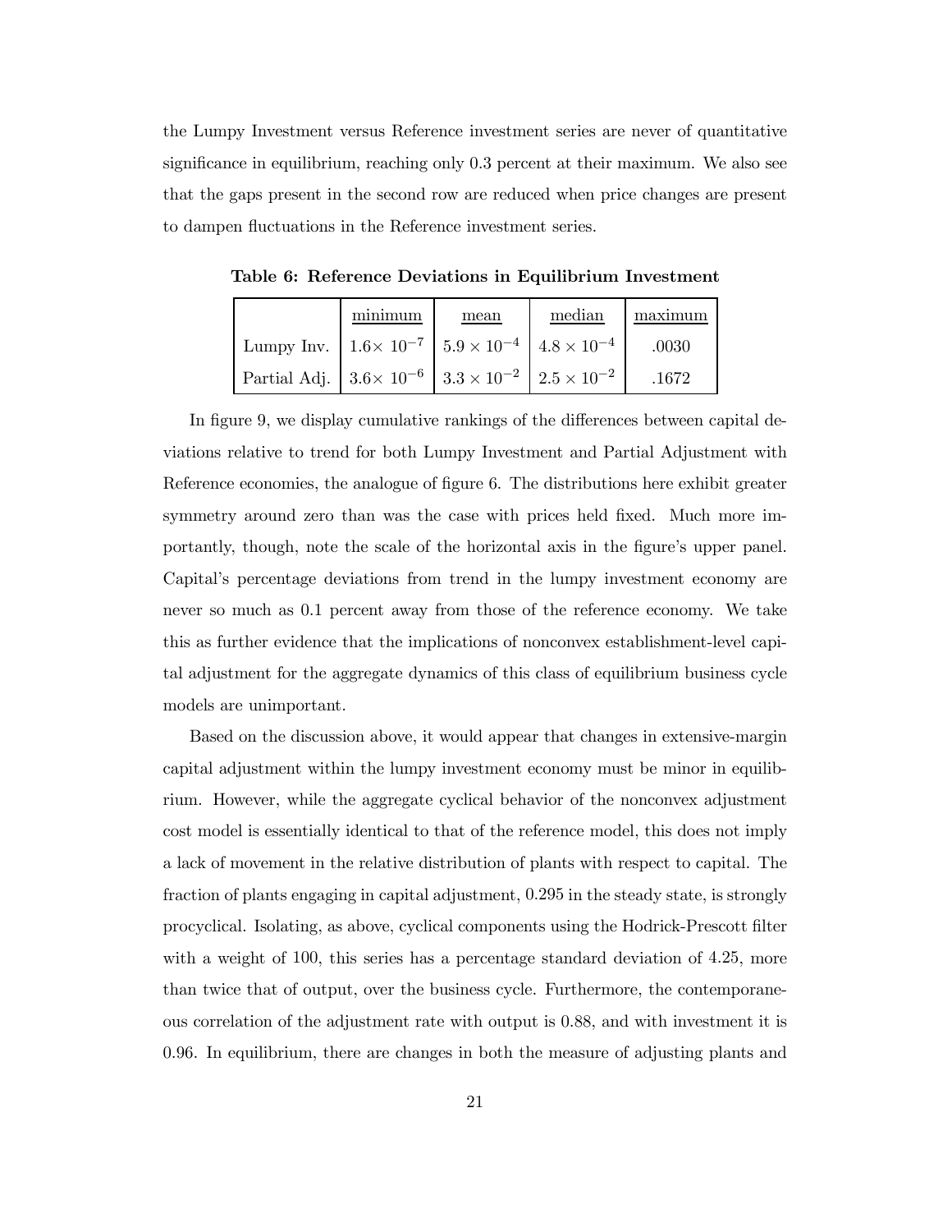the Lumpy Investment versus Reference investment series are never of quantitative significance in equilibrium, reaching only 0.3 percent at their maximum. We also see that the gaps present in the second row are reduced when price changes are present to dampen fluctuations in the Reference investment series.

**Table 6: Reference Deviations in Equilibrium Investment**

| | minimum | mean | median | maximum |
|---|---|---|---|---|
| Lumpy Inv. | $1.6\times 10^{-7}$ | $5.9 \times 10^{-4}$ | $4.8 \times 10^{-4}$ | .0030 |
| Partial Adj. | $3.6\times 10^{-6}$ | $3.3 \times 10^{-2}$ | $2.5 \times 10^{-2}$ | .1672 |

In figure 9, we display cumulative rankings of the differences between capital deviations relative to trend for both Lumpy Investment and Partial Adjustment with Reference economies, the analogue of figure 6. The distributions here exhibit greater symmetry around zero than was the case with prices held fixed. Much more importantly, though, note the scale of the horizontal axis in the figure's upper panel. Capital's percentage deviations from trend in the lumpy investment economy are never so much as 0.1 percent away from those of the reference economy. We take this as further evidence that the implications of nonconvex establishment-level capital adjustment for the aggregate dynamics of this class of equilibrium business cycle models are unimportant.

Based on the discussion above, it would appear that changes in extensive-margin capital adjustment within the lumpy investment economy must be minor in equilibrium. However, while the aggregate cyclical behavior of the nonconvex adjustment cost model is essentially identical to that of the reference model, this does not imply a lack of movement in the relative distribution of plants with respect to capital. The fraction of plants engaging in capital adjustment, 0.295 in the steady state, is strongly procyclical. Isolating, as above, cyclical components using the Hodrick-Prescott filter with a weight of 100, this series has a percentage standard deviation of 4.25, more than twice that of output, over the business cycle. Furthermore, the contemporaneous correlation of the adjustment rate with output is 0.88, and with investment it is 0.96. In equilibrium, there are changes in both the measure of adjusting plants and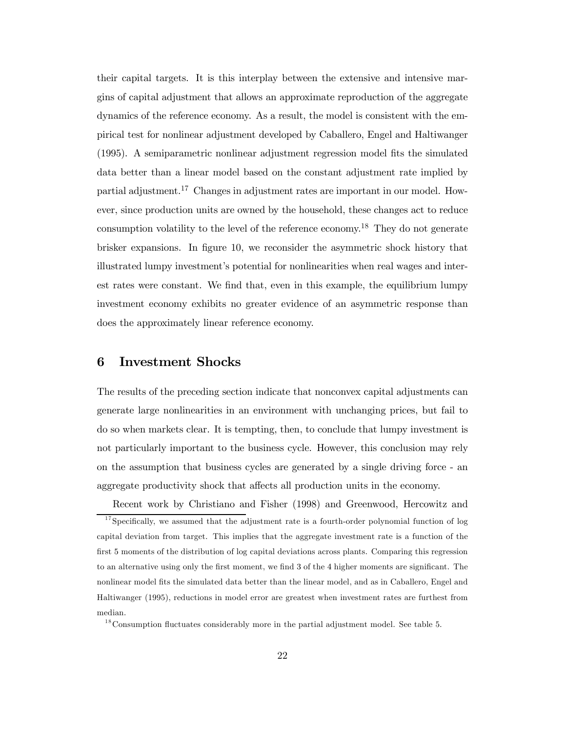their capital targets. It is this interplay between the extensive and intensive margins of capital adjustment that allows an approximate reproduction of the aggregate dynamics of the reference economy. As a result, the model is consistent with the empirical test for nonlinear adjustment developed by Caballero, Engel and Haltiwanger (1995). A semiparametric nonlinear adjustment regression model fits the simulated data better than a linear model based on the constant adjustment rate implied by partial adjustment.[17] Changes in adjustment rates are important in our model. However, since production units are owned by the household, these changes act to reduce consumption volatility to the level of the reference economy.[18] They do not generate brisker expansions. In figure 10, we reconsider the asymmetric shock history that illustrated lumpy investment's potential for nonlinearities when real wages and interest rates were constant. We find that, even in this example, the equilibrium lumpy investment economy exhibits no greater evidence of an asymmetric response than does the approximately linear reference economy.

## 6 Investment Shocks

The results of the preceding section indicate that nonconvex capital adjustments can generate large nonlinearities in an environment with unchanging prices, but fail to do so when markets clear. It is tempting, then, to conclude that lumpy investment is not particularly important to the business cycle. However, this conclusion may rely on the assumption that business cycles are generated by a single driving force - an aggregate productivity shock that affects all production units in the economy.

Recent work by Christiano and Fisher (1998) and Greenwood, Hercowitz and

[17] Specifically, we assumed that the adjustment rate is a fourth-order polynomial function of log capital deviation from target. This implies that the aggregate investment rate is a function of the first 5 moments of the distribution of log capital deviations across plants. Comparing this regression to an alternative using only the first moment, we find 3 of the 4 higher moments are significant. The nonlinear model fits the simulated data better than the linear model, and as in Caballero, Engel and Haltiwanger (1995), reductions in model error are greatest when investment rates are furthest from median.

[18] Consumption fluctuates considerably more in the partial adjustment model. See table 5.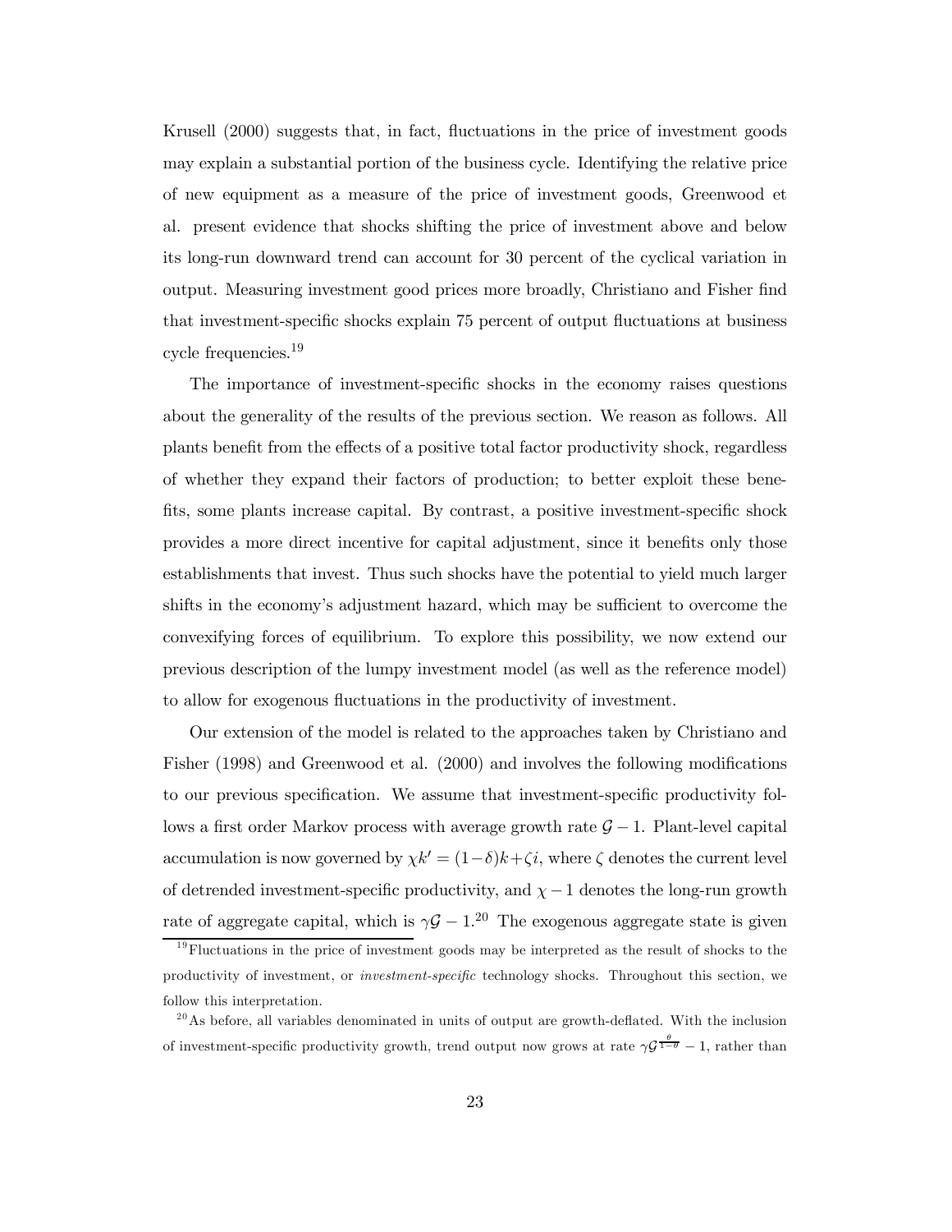Krusell (2000) suggests that, in fact, fluctuations in the price of investment goods may explain a substantial portion of the business cycle. Identifying the relative price of new equipment as a measure of the price of investment goods, Greenwood et al. present evidence that shocks shifting the price of investment above and below its long-run downward trend can account for 30 percent of the cyclical variation in output. Measuring investment good prices more broadly, Christiano and Fisher find that investment-specific shocks explain 75 percent of output fluctuations at business cycle frequencies.[19]

The importance of investment-specific shocks in the economy raises questions about the generality of the results of the previous section. We reason as follows. All plants benefit from the effects of a positive total factor productivity shock, regardless of whether they expand their factors of production; to better exploit these benefits, some plants increase capital. By contrast, a positive investment-specific shock provides a more direct incentive for capital adjustment, since it benefits only those establishments that invest. Thus such shocks have the potential to yield much larger shifts in the economy's adjustment hazard, which may be sufficient to overcome the convexifying forces of equilibrium. To explore this possibility, we now extend our previous description of the lumpy investment model (as well as the reference model) to allow for exogenous fluctuations in the productivity of investment.

Our extension of the model is related to the approaches taken by Christiano and Fisher (1998) and Greenwood et al. (2000) and involves the following modifications to our previous specification. We assume that investment-specific productivity follows a first order Markov process with average growth rate $\mathcal{G} - 1$. Plant-level capital accumulation is now governed by $\chi k' = (1-\delta)k + \zeta i$, where $\zeta$ denotes the current level of detrended investment-specific productivity, and $\chi - 1$ denotes the long-run growth rate of aggregate capital, which is $\gamma\mathcal{G} - 1$.[20] The exogenous aggregate state is given

[19] Fluctuations in the price of investment goods may be interpreted as the result of shocks to the productivity of investment, or *investment-specific* technology shocks. Throughout this section, we follow this interpretation.

[20] As before, all variables denominated in units of output are growth-deflated. With the inclusion of investment-specific productivity growth, trend output now grows at rate $\gamma\mathcal{G}^{\frac{\theta}{1-\theta}} - 1$, rather than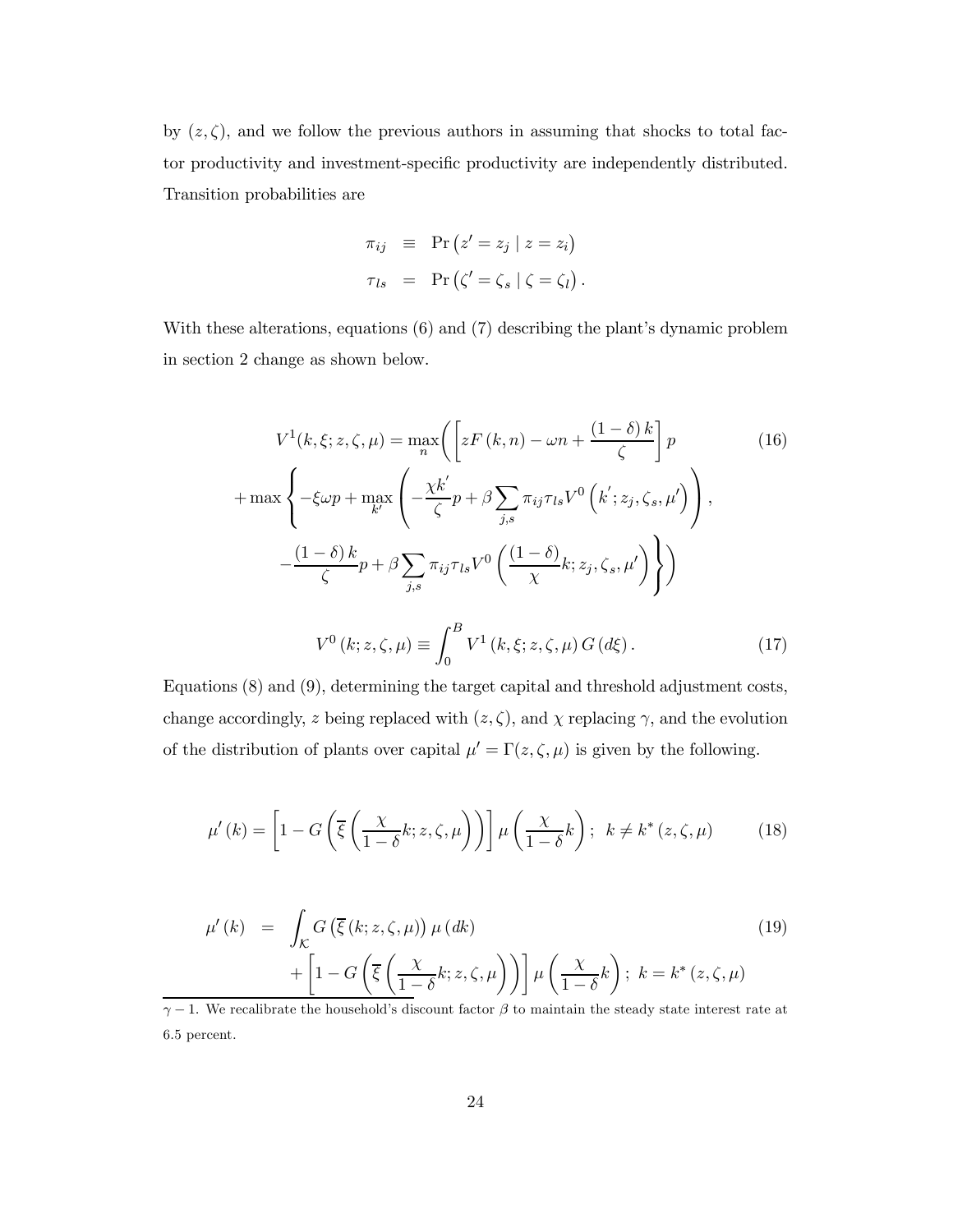by $(z, \zeta)$, and we follow the previous authors in assuming that shocks to total factor productivity and investment-specific productivity are independently distributed. Transition probabilities are

$$\begin{aligned}
\pi_{ij} &\equiv \Pr\left(z' = z_j \mid z = z_i\right) \\
\tau_{ls} &= \Pr\left(\zeta' = \zeta_s \mid \zeta = \zeta_l\right).
\end{aligned}$$

With these alterations, equations (6) and (7) describing the plant's dynamic problem in section 2 change as shown below.

$$\begin{aligned}
V^1(k, \xi; z, \zeta, \mu) = \max_n &\left( \left[ zF(k, n) - \omega n + \frac{(1-\delta)k}{\zeta} \right] p \right. \\
+ \max &\left\{ -\xi \omega p + \max_{k'} \left( -\frac{\chi k'}{\zeta} p + \beta \sum_{j,s} \pi_{ij} \tau_{ls} V^0\left(k'; z_j, \zeta_s, \mu'\right) \right), \right. \\
&\left.\left. -\frac{(1-\delta)k}{\zeta} p + \beta \sum_{j,s} \pi_{ij} \tau_{ls} V^0\left(\frac{(1-\delta)}{\chi} k; z_j, \zeta_s, \mu'\right) \right\} \right)
\end{aligned} \tag{16}$$

$$V^0(k; z, \zeta, \mu) \equiv \int_0^B V^1(k, \xi; z, \zeta, \mu) \, G(d\xi). \tag{17}$$

Equations (8) and (9), determining the target capital and threshold adjustment costs, change accordingly, $z$ being replaced with $(z, \zeta)$, and $\chi$ replacing $\gamma$, and the evolution of the distribution of plants over capital $\mu' = \Gamma(z, \zeta, \mu)$ is given by the following.

$$\mu'(k) = \left[1 - G\left(\overline{\xi}\left(\frac{\chi}{1-\delta} k; z, \zeta, \mu\right)\right)\right] \mu\left(\frac{\chi}{1-\delta} k\right); \;\; k \neq k^*(z, \zeta, \mu) \tag{18}$$

$$\begin{aligned}
\mu'(k) = &\int_{\mathcal{K}} G\left(\overline{\xi}(k; z, \zeta, \mu)\right) \mu(dk) \\
&+ \left[1 - G\left(\overline{\xi}\left(\frac{\chi}{1-\delta} k; z, \zeta, \mu\right)\right)\right] \mu\left(\frac{\chi}{1-\delta} k\right); \;\; k = k^*(z, \zeta, \mu)
\end{aligned} \tag{19}$$

---

$\gamma - 1$. We recalibrate the household's discount factor $\beta$ to maintain the steady state interest rate at 6.5 percent.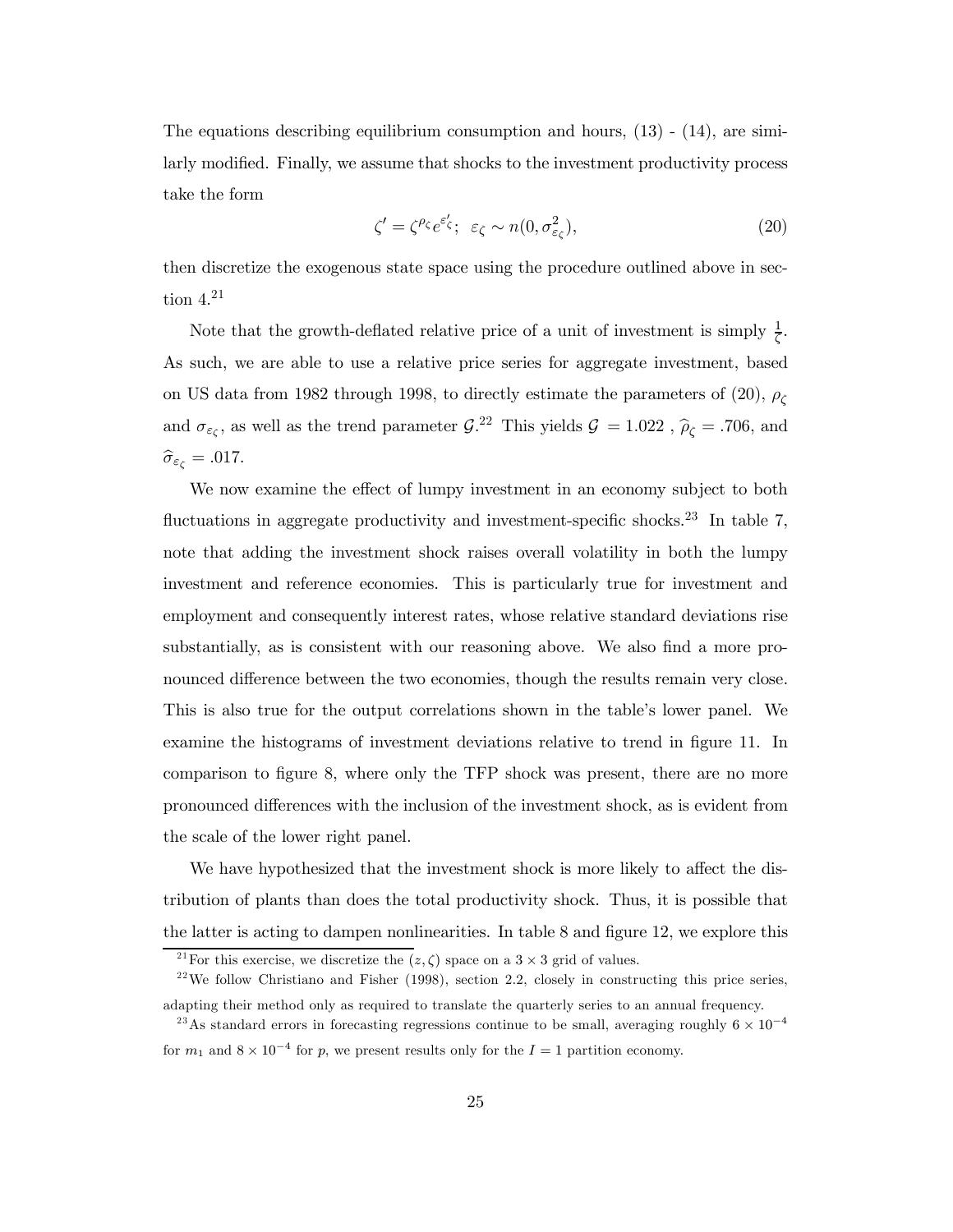The equations describing equilibrium consumption and hours, (13) - (14), are similarly modified. Finally, we assume that shocks to the investment productivity process take the form

$$\zeta' = \zeta^{\rho_\zeta} e^{\varepsilon'_\zeta}; \;\; \varepsilon_\zeta \sim n(0, \sigma^2_{\varepsilon_\zeta}), \tag{20}$$

then discretize the exogenous state space using the procedure outlined above in section 4.[21]

Note that the growth-deflated relative price of a unit of investment is simply $\frac{1}{\zeta}$. As such, we are able to use a relative price series for aggregate investment, based on US data from 1982 through 1998, to directly estimate the parameters of (20), $\rho_\zeta$ and $\sigma_{\varepsilon_\zeta}$, as well as the trend parameter $\mathcal{G}$.[22] This yields $\mathcal{G} = 1.022$ , $\widehat{\rho}_\zeta = .706$, and $\widehat{\sigma}_{\varepsilon_\zeta} = .017$.

We now examine the effect of lumpy investment in an economy subject to both fluctuations in aggregate productivity and investment-specific shocks.[23] In table 7, note that adding the investment shock raises overall volatility in both the lumpy investment and reference economies. This is particularly true for investment and employment and consequently interest rates, whose relative standard deviations rise substantially, as is consistent with our reasoning above. We also find a more pronounced difference between the two economies, though the results remain very close. This is also true for the output correlations shown in the table's lower panel. We examine the histograms of investment deviations relative to trend in figure 11. In comparison to figure 8, where only the TFP shock was present, there are no more pronounced differences with the inclusion of the investment shock, as is evident from the scale of the lower right panel.

We have hypothesized that the investment shock is more likely to affect the distribution of plants than does the total productivity shock. Thus, it is possible that the latter is acting to dampen nonlinearities. In table 8 and figure 12, we explore this

[21] For this exercise, we discretize the $(z, \zeta)$ space on a $3 \times 3$ grid of values.

[22] We follow Christiano and Fisher (1998), section 2.2, closely in constructing this price series, adapting their method only as required to translate the quarterly series to an annual frequency.

[23] As standard errors in forecasting regressions continue to be small, averaging roughly $6 \times 10^{-4}$ for $m_1$ and $8 \times 10^{-4}$ for $p$, we present results only for the $I = 1$ partition economy.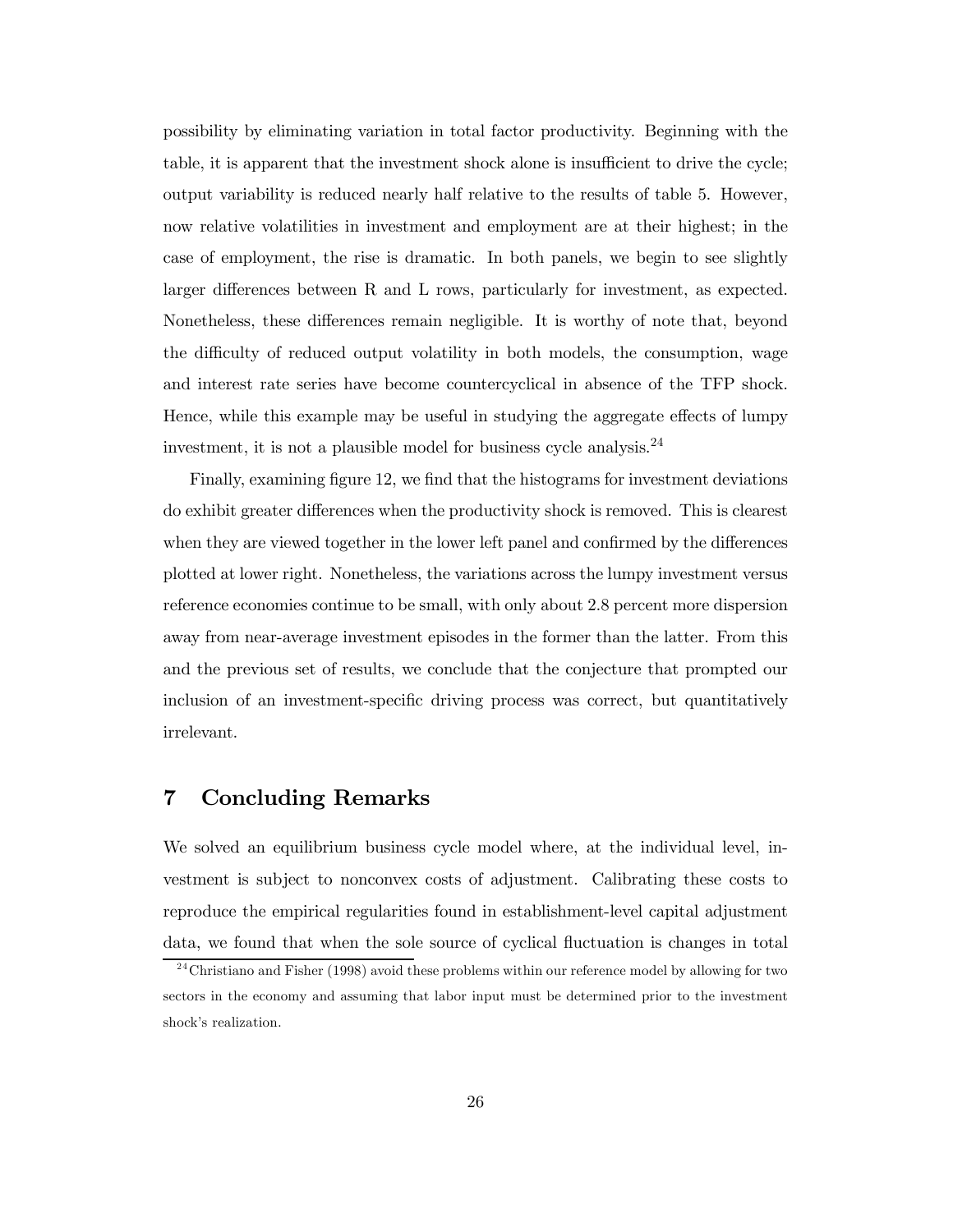possibility by eliminating variation in total factor productivity. Beginning with the table, it is apparent that the investment shock alone is insufficient to drive the cycle; output variability is reduced nearly half relative to the results of table 5. However, now relative volatilities in investment and employment are at their highest; in the case of employment, the rise is dramatic. In both panels, we begin to see slightly larger differences between R and L rows, particularly for investment, as expected. Nonetheless, these differences remain negligible. It is worthy of note that, beyond the difficulty of reduced output volatility in both models, the consumption, wage and interest rate series have become countercyclical in absence of the TFP shock. Hence, while this example may be useful in studying the aggregate effects of lumpy investment, it is not a plausible model for business cycle analysis.[24]

Finally, examining figure 12, we find that the histograms for investment deviations do exhibit greater differences when the productivity shock is removed. This is clearest when they are viewed together in the lower left panel and confirmed by the differences plotted at lower right. Nonetheless, the variations across the lumpy investment versus reference economies continue to be small, with only about 2.8 percent more dispersion away from near-average investment episodes in the former than the latter. From this and the previous set of results, we conclude that the conjecture that prompted our inclusion of an investment-specific driving process was correct, but quantitatively irrelevant.

## 7 Concluding Remarks

We solved an equilibrium business cycle model where, at the individual level, investment is subject to nonconvex costs of adjustment. Calibrating these costs to reproduce the empirical regularities found in establishment-level capital adjustment data, we found that when the sole source of cyclical fluctuation is changes in total

[24] Christiano and Fisher (1998) avoid these problems within our reference model by allowing for two sectors in the economy and assuming that labor input must be determined prior to the investment shock's realization.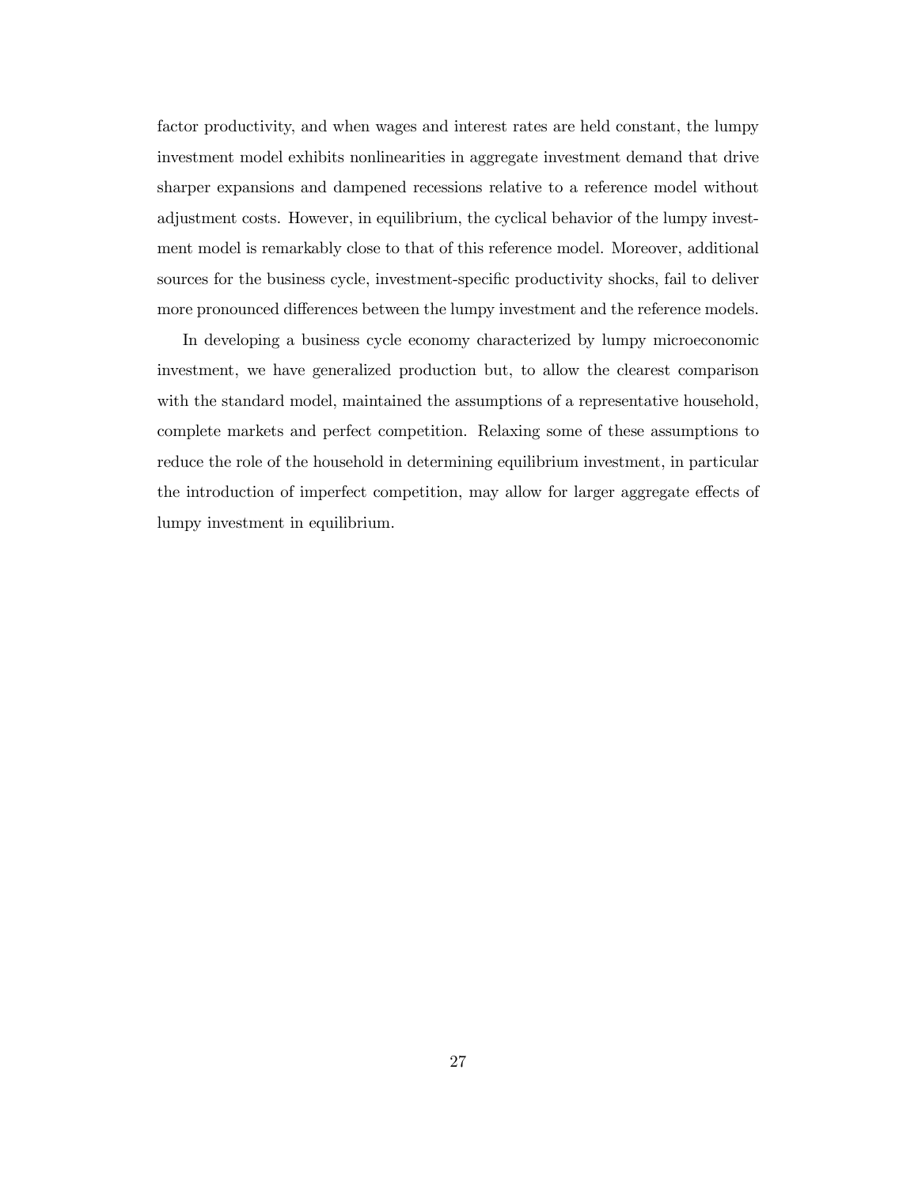factor productivity, and when wages and interest rates are held constant, the lumpy investment model exhibits nonlinearities in aggregate investment demand that drive sharper expansions and dampened recessions relative to a reference model without adjustment costs. However, in equilibrium, the cyclical behavior of the lumpy investment model is remarkably close to that of this reference model. Moreover, additional sources for the business cycle, investment-specific productivity shocks, fail to deliver more pronounced differences between the lumpy investment and the reference models.

In developing a business cycle economy characterized by lumpy microeconomic investment, we have generalized production but, to allow the clearest comparison with the standard model, maintained the assumptions of a representative household, complete markets and perfect competition. Relaxing some of these assumptions to reduce the role of the household in determining equilibrium investment, in particular the introduction of imperfect competition, may allow for larger aggregate effects of lumpy investment in equilibrium.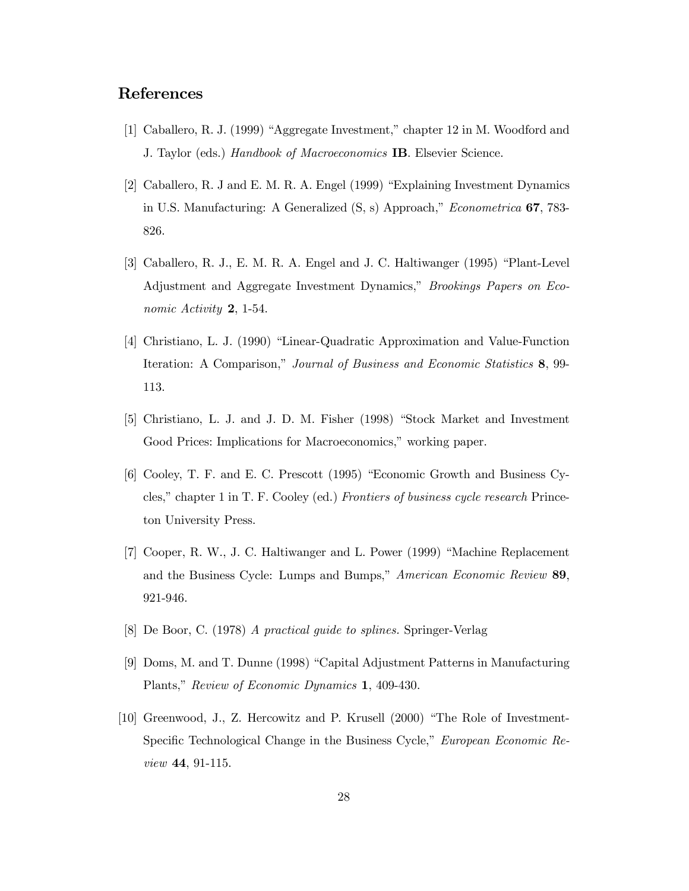## References

[1] Caballero, R. J. (1999) "Aggregate Investment," chapter 12 in M. Woodford and J. Taylor (eds.) *Handbook of Macroeconomics* **IB**. Elsevier Science.

[2] Caballero, R. J and E. M. R. A. Engel (1999) "Explaining Investment Dynamics in U.S. Manufacturing: A Generalized (S, s) Approach," *Econometrica* **67**, 783-826.

[3] Caballero, R. J., E. M. R. A. Engel and J. C. Haltiwanger (1995) "Plant-Level Adjustment and Aggregate Investment Dynamics," *Brookings Papers on Economic Activity* **2**, 1-54.

[4] Christiano, L. J. (1990) "Linear-Quadratic Approximation and Value-Function Iteration: A Comparison," *Journal of Business and Economic Statistics* **8**, 99-113.

[5] Christiano, L. J. and J. D. M. Fisher (1998) "Stock Market and Investment Good Prices: Implications for Macroeconomics," working paper.

[6] Cooley, T. F. and E. C. Prescott (1995) "Economic Growth and Business Cycles," chapter 1 in T. F. Cooley (ed.) *Frontiers of business cycle research* Princeton University Press.

[7] Cooper, R. W., J. C. Haltiwanger and L. Power (1999) "Machine Replacement and the Business Cycle: Lumps and Bumps," *American Economic Review* **89**, 921-946.

[8] De Boor, C. (1978) *A practical guide to splines.* Springer-Verlag

[9] Doms, M. and T. Dunne (1998) "Capital Adjustment Patterns in Manufacturing Plants," *Review of Economic Dynamics* **1**, 409-430.

[10] Greenwood, J., Z. Hercowitz and P. Krusell (2000) "The Role of Investment-Specific Technological Change in the Business Cycle," *European Economic Review* **44**, 91-115.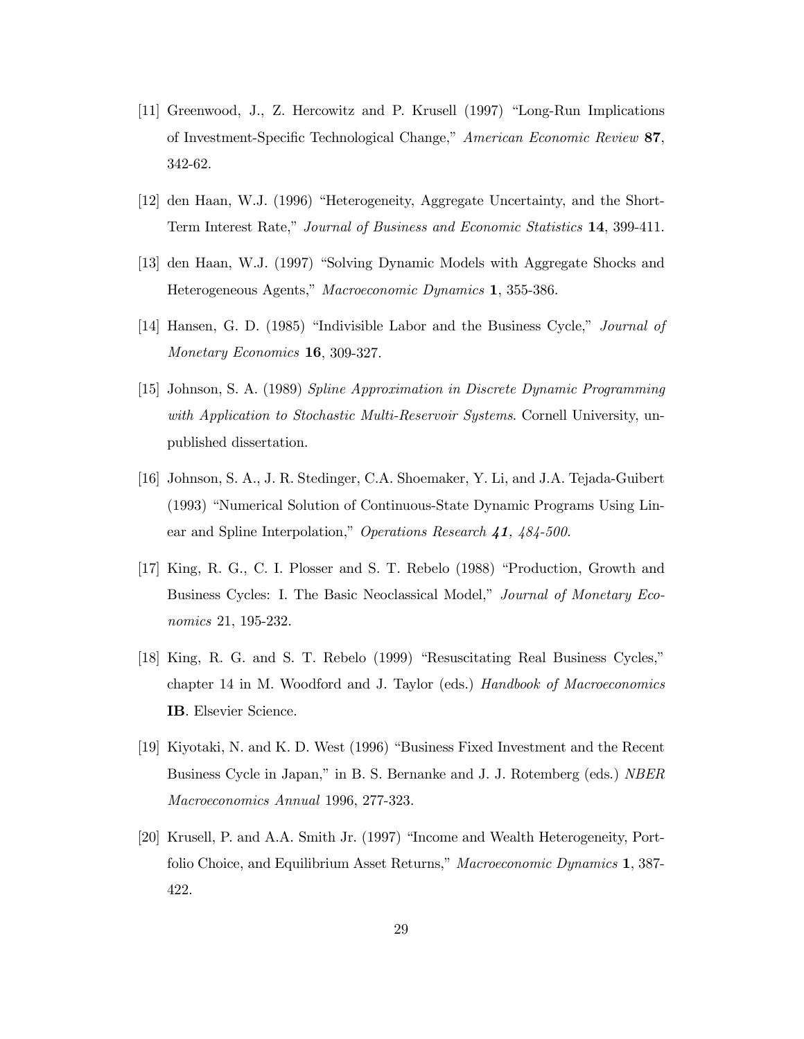[11] Greenwood, J., Z. Hercowitz and P. Krusell (1997) "Long-Run Implications of Investment-Specific Technological Change," *American Economic Review* **87**, 342-62.

[12] den Haan, W.J. (1996) "Heterogeneity, Aggregate Uncertainty, and the Short-Term Interest Rate," *Journal of Business and Economic Statistics* **14**, 399-411.

[13] den Haan, W.J. (1997) "Solving Dynamic Models with Aggregate Shocks and Heterogeneous Agents," *Macroeconomic Dynamics* **1**, 355-386.

[14] Hansen, G. D. (1985) "Indivisible Labor and the Business Cycle," *Journal of Monetary Economics* **16**, 309-327.

[15] Johnson, S. A. (1989) *Spline Approximation in Discrete Dynamic Programming with Application to Stochastic Multi-Reservoir Systems*. Cornell University, unpublished dissertation.

[16] Johnson, S. A., J. R. Stedinger, C.A. Shoemaker, Y. Li, and J.A. Tejada-Guibert (1993) "Numerical Solution of Continuous-State Dynamic Programs Using Linear and Spline Interpolation," *Operations Research **41**, 484-500.*

[17] King, R. G., C. I. Plosser and S. T. Rebelo (1988) "Production, Growth and Business Cycles: I. The Basic Neoclassical Model," *Journal of Monetary Economics* 21, 195-232.

[18] King, R. G. and S. T. Rebelo (1999) "Resuscitating Real Business Cycles," chapter 14 in M. Woodford and J. Taylor (eds.) *Handbook of Macroeconomics* **IB**. Elsevier Science.

[19] Kiyotaki, N. and K. D. West (1996) "Business Fixed Investment and the Recent Business Cycle in Japan," in B. S. Bernanke and J. J. Rotemberg (eds.) *NBER Macroeconomics Annual* 1996, 277-323.

[20] Krusell, P. and A.A. Smith Jr. (1997) "Income and Wealth Heterogeneity, Portfolio Choice, and Equilibrium Asset Returns," *Macroeconomic Dynamics* **1**, 387-422.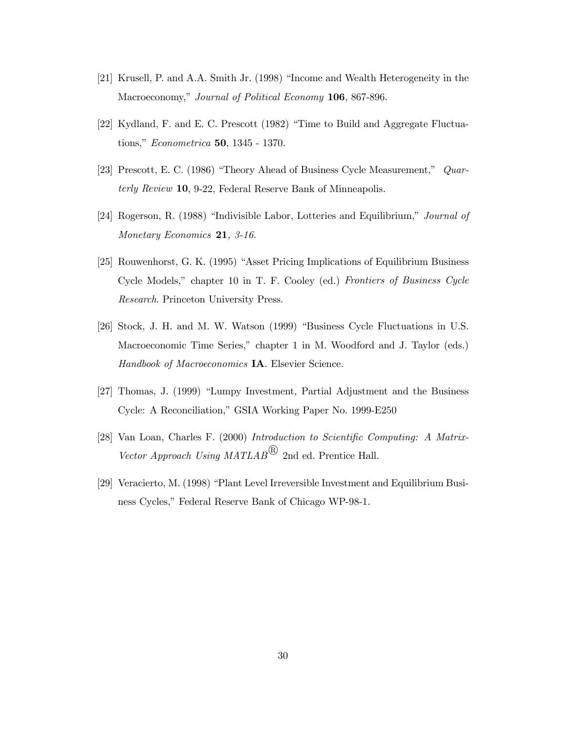[21] Krusell, P. and A.A. Smith Jr. (1998) "Income and Wealth Heterogeneity in the Macroeconomy," *Journal of Political Economy* **106**, 867-896.

[22] Kydland, F. and E. C. Prescott (1982) "Time to Build and Aggregate Fluctuations," *Econometrica* **50**, 1345 - 1370.

[23] Prescott, E. C. (1986) "Theory Ahead of Business Cycle Measurement," *Quarterly Review* **10**, 9-22, Federal Reserve Bank of Minneapolis.

[24] Rogerson, R. (1988) "Indivisible Labor, Lotteries and Equilibrium," *Journal of Monetary Economics* **21**, *3-16.*

[25] Rouwenhorst, G. K. (1995) "Asset Pricing Implications of Equilibrium Business Cycle Models," chapter 10 in T. F. Cooley (ed.) *Frontiers of Business Cycle Research*. Princeton University Press.

[26] Stock, J. H. and M. W. Watson (1999) "Business Cycle Fluctuations in U.S. Macroeconomic Time Series," chapter 1 in M. Woodford and J. Taylor (eds.) *Handbook of Macroeconomics* **IA**. Elsevier Science.

[27] Thomas, J. (1999) "Lumpy Investment, Partial Adjustment and the Business Cycle: A Reconciliation," GSIA Working Paper No. 1999-E250

[28] Van Loan, Charles F. (2000) *Introduction to Scientific Computing: A Matrix-Vector Approach Using MATLAB®* 2nd ed. Prentice Hall.

[29] Veracierto, M. (1998) "Plant Level Irreversible Investment and Equilibrium Business Cycles," Federal Reserve Bank of Chicago WP-98-1.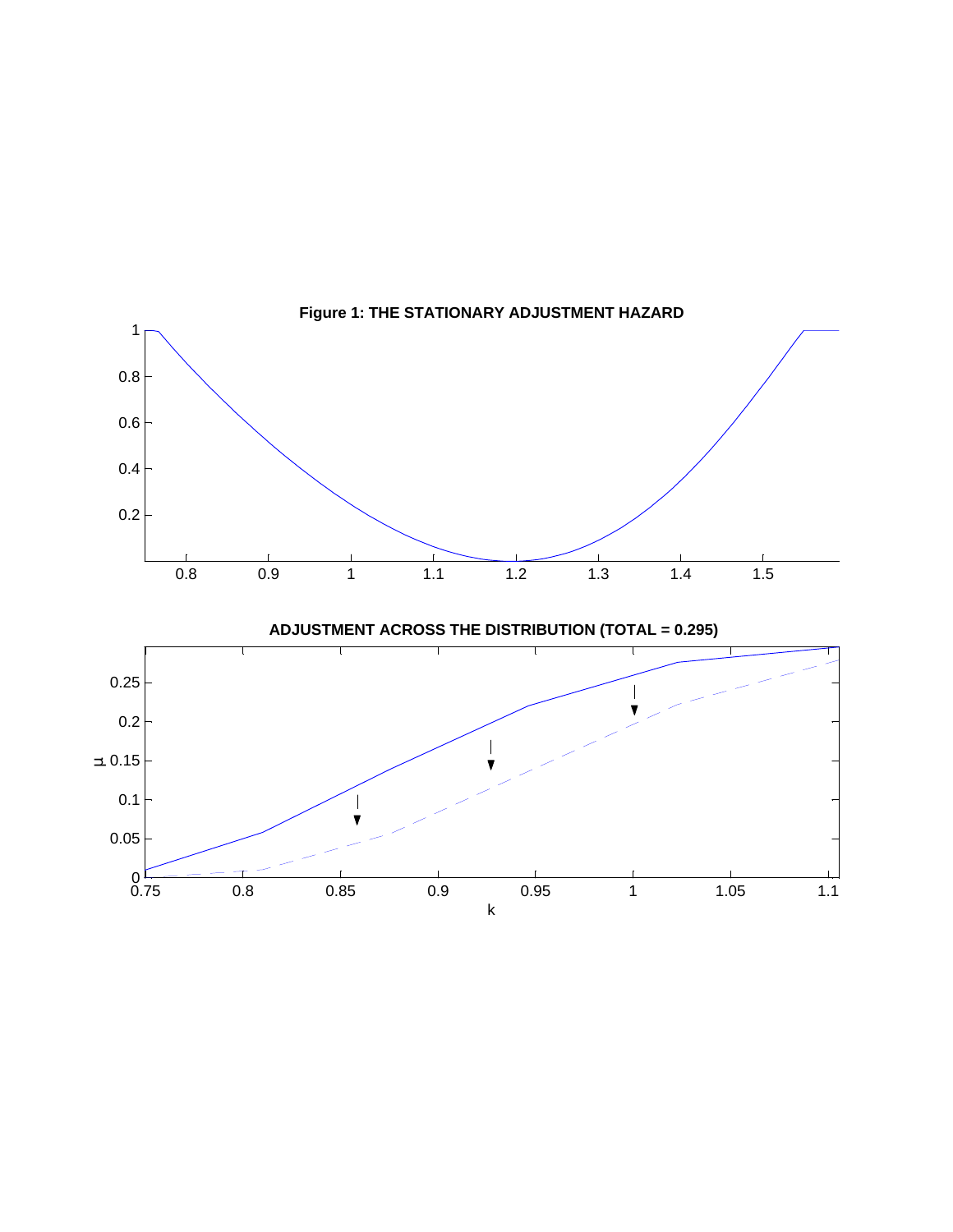**Figure 1: THE STATIONARY ADJUSTMENT HAZARD**

**ADJUSTMENT ACROSS THE DISTRIBUTION (TOTAL = 0.295)**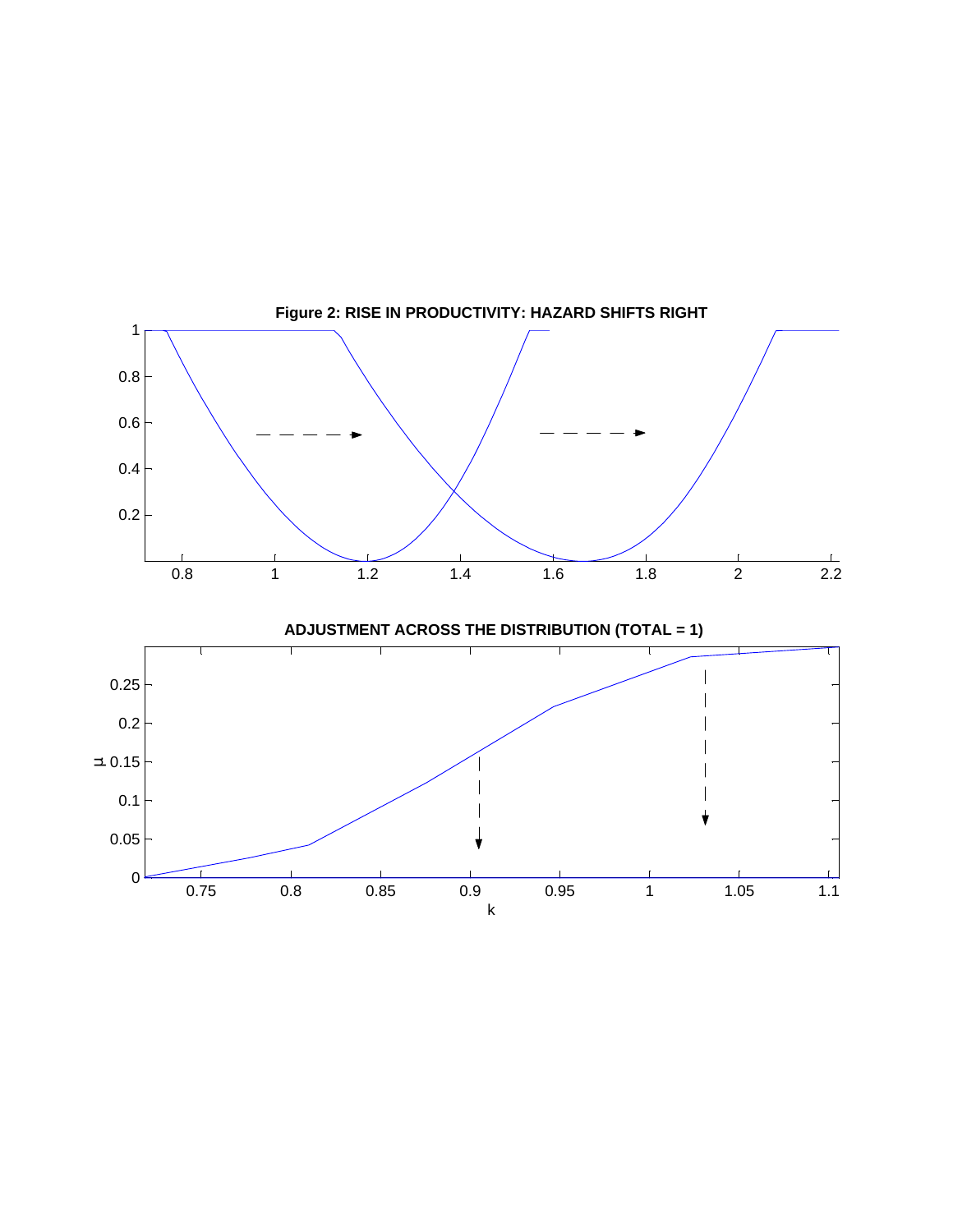**Figure 2: RISE IN PRODUCTIVITY: HAZARD SHIFTS RIGHT**

**ADJUSTMENT ACROSS THE DISTRIBUTION (TOTAL = 1)**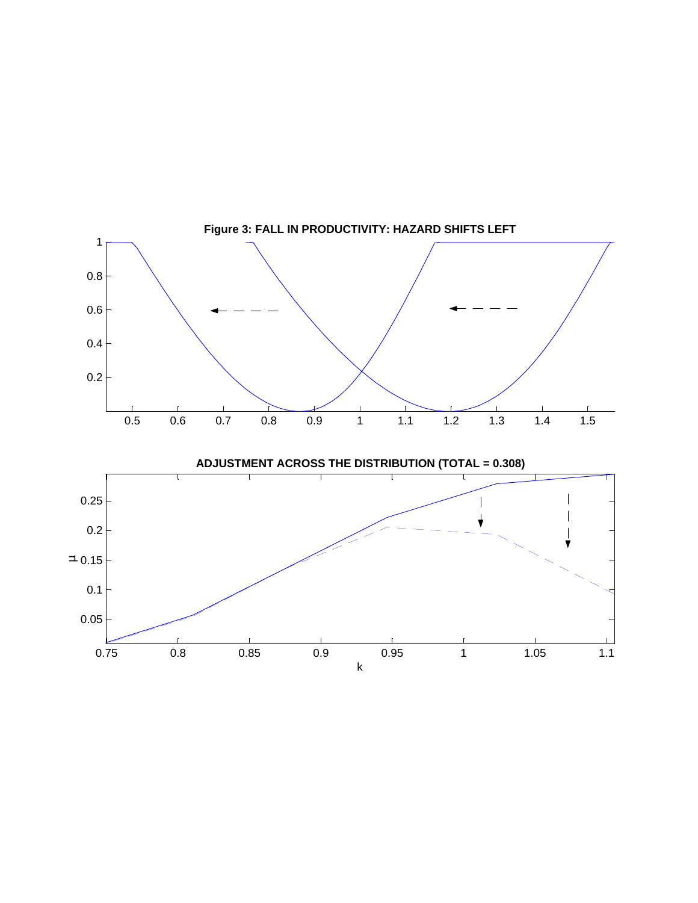**Figure 3: FALL IN PRODUCTIVITY: HAZARD SHIFTS LEFT**

**ADJUSTMENT ACROSS THE DISTRIBUTION (TOTAL = 0.308)**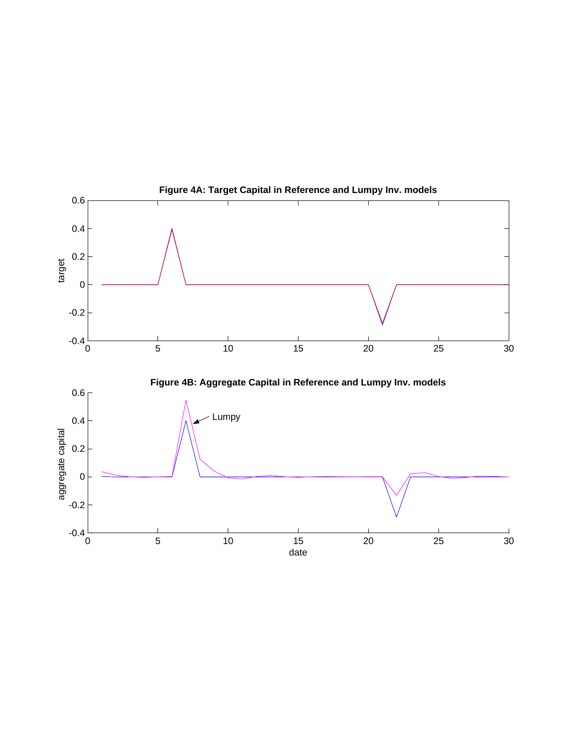**Figure 4A: Target Capital in Reference and Lumpy Inv. models**

**Figure 4B: Aggregate Capital in Reference and Lumpy Inv. models**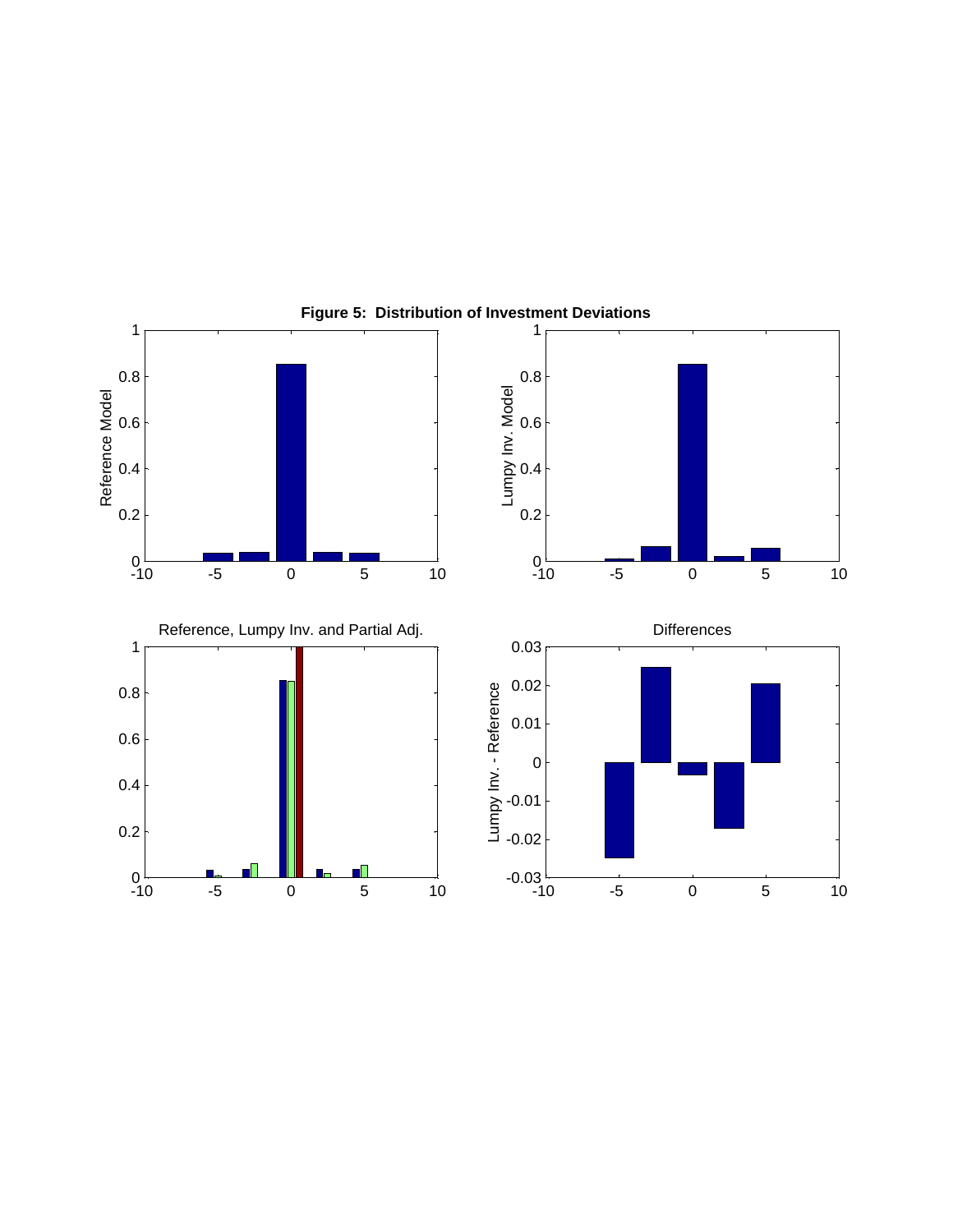**Figure 5: Distribution of Investment Deviations**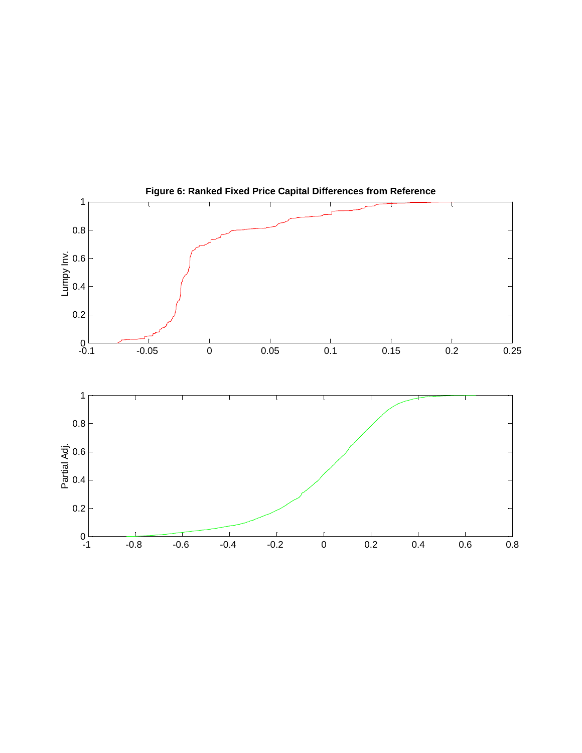**Figure 6: Ranked Fixed Price Capital Differences from Reference**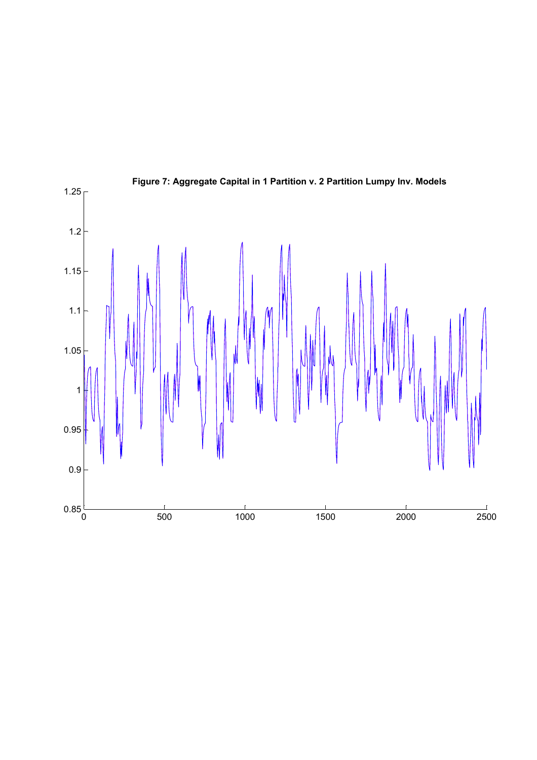**Figure 7: Aggregate Capital in 1 Partition v. 2 Partition Lumpy Inv. Models**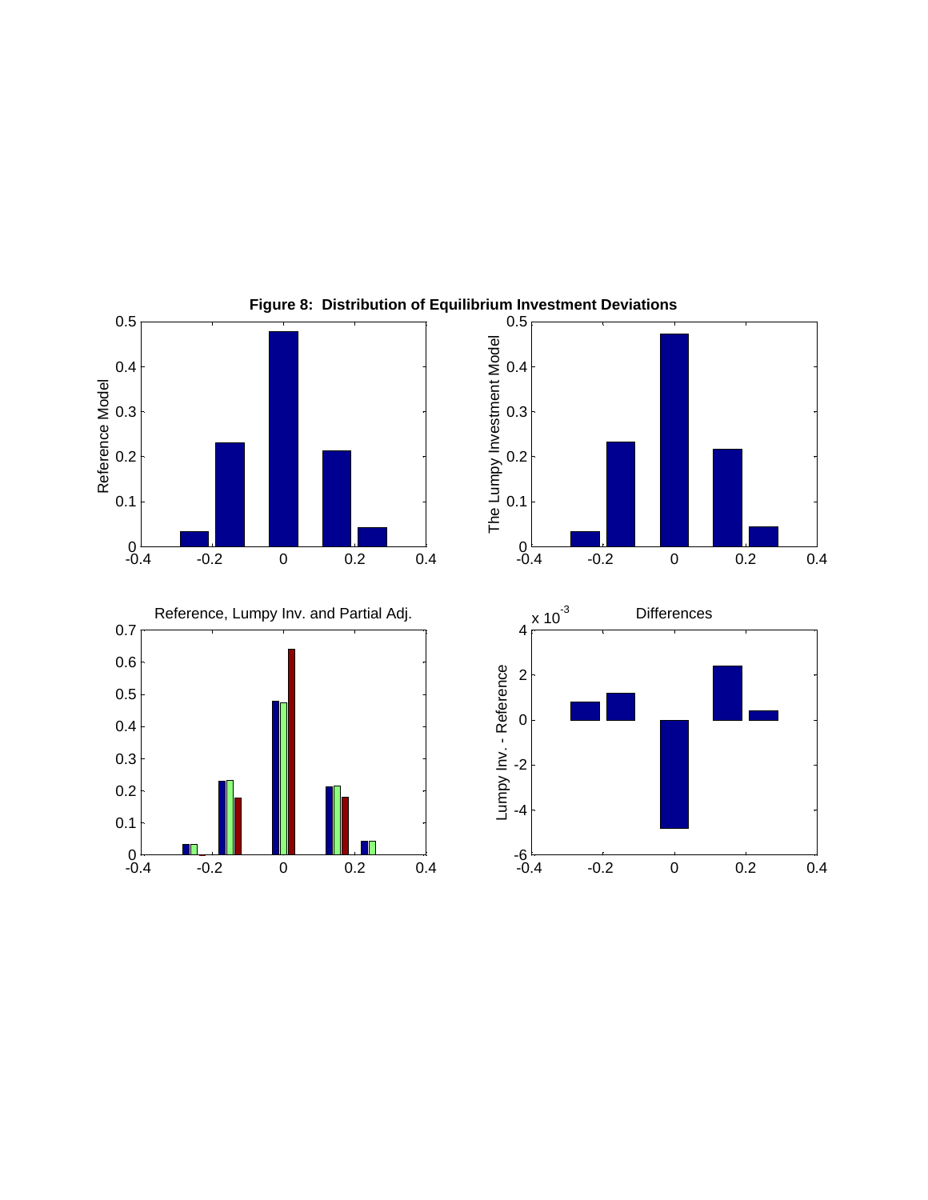**Figure 8: Distribution of Equilibrium Investment Deviations**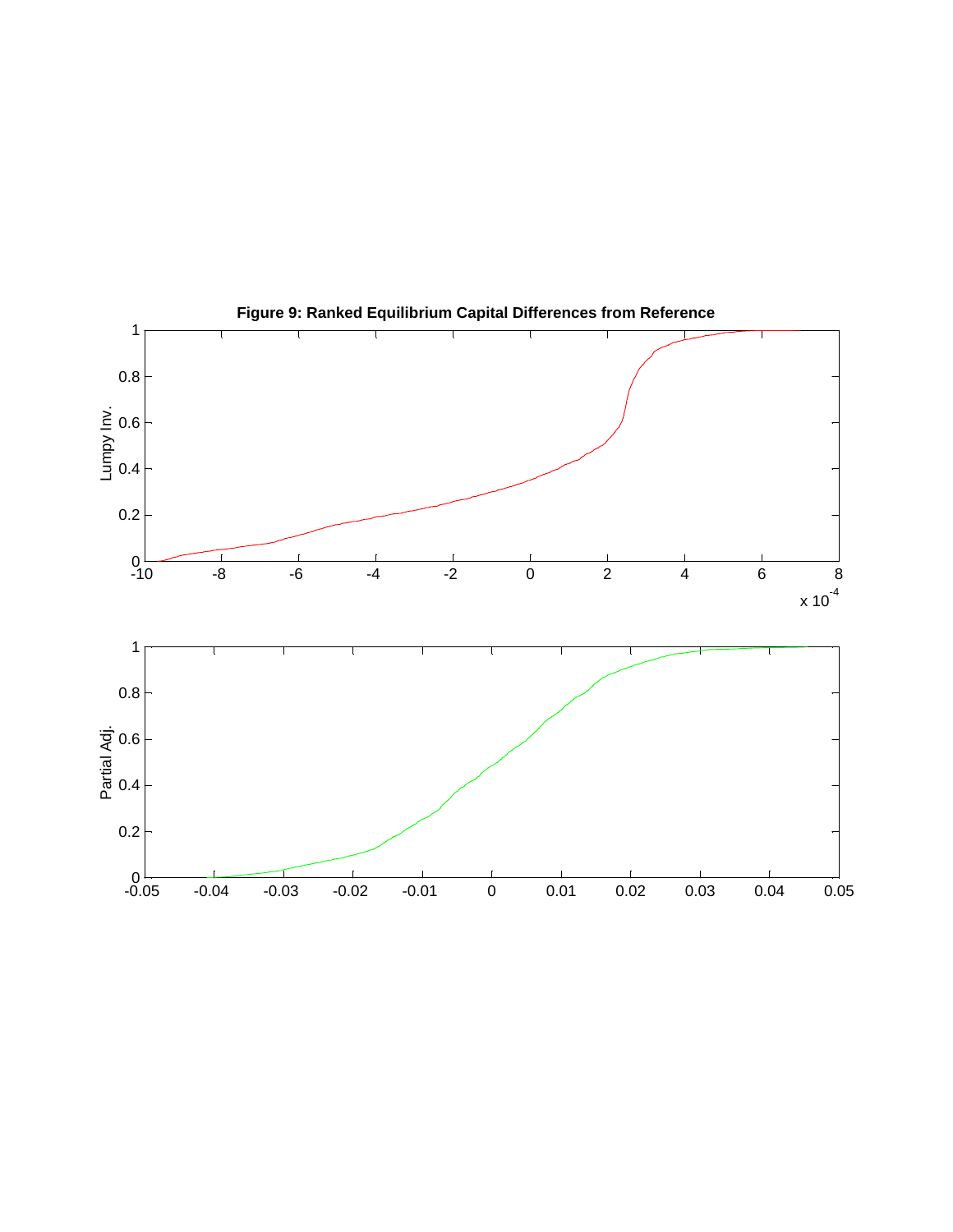**Figure 9: Ranked Equilibrium Capital Differences from Reference**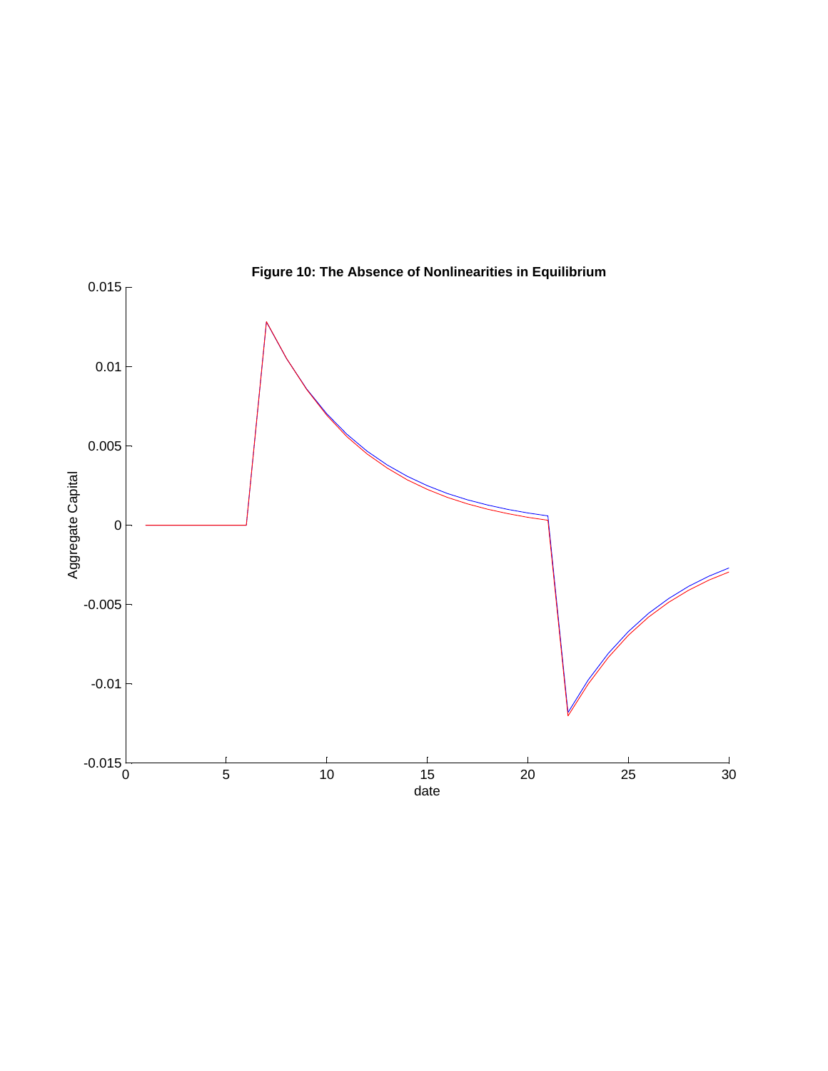**Figure 10: The Absence of Nonlinearities in Equilibrium**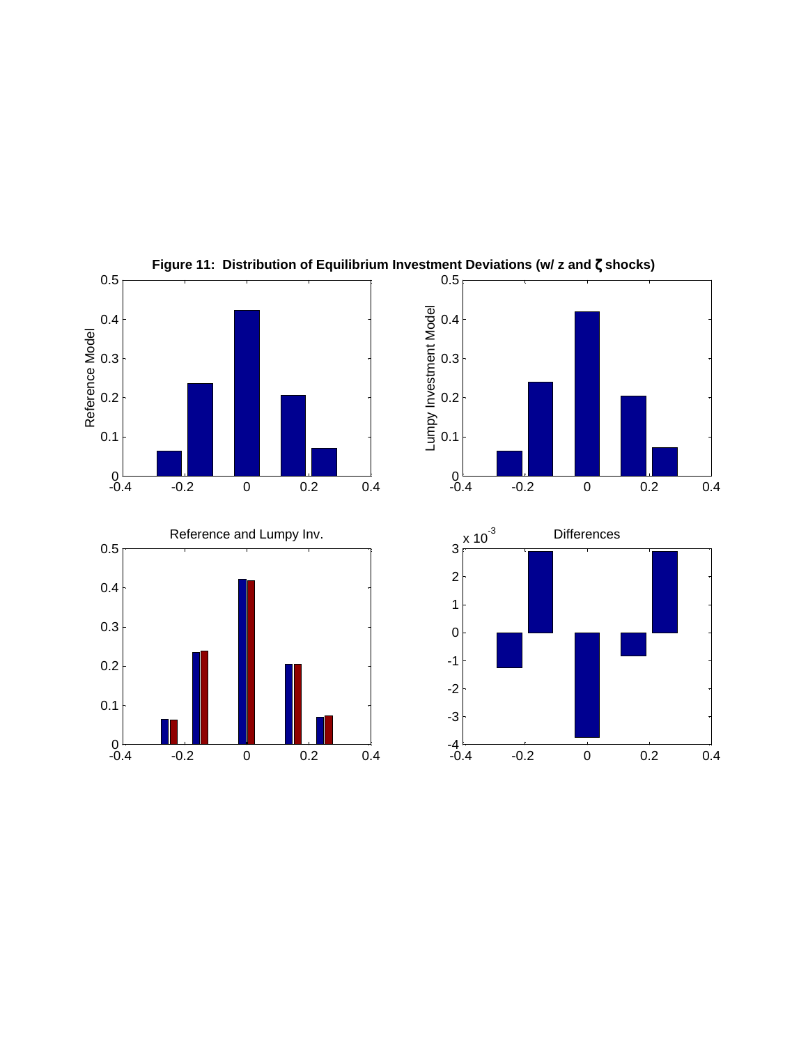**Figure 11: Distribution of Equilibrium Investment Deviations (w/ z and $\zeta$ shocks)**

Reference Model

Lumpy Investment Model

Reference and Lumpy Inv.

Differences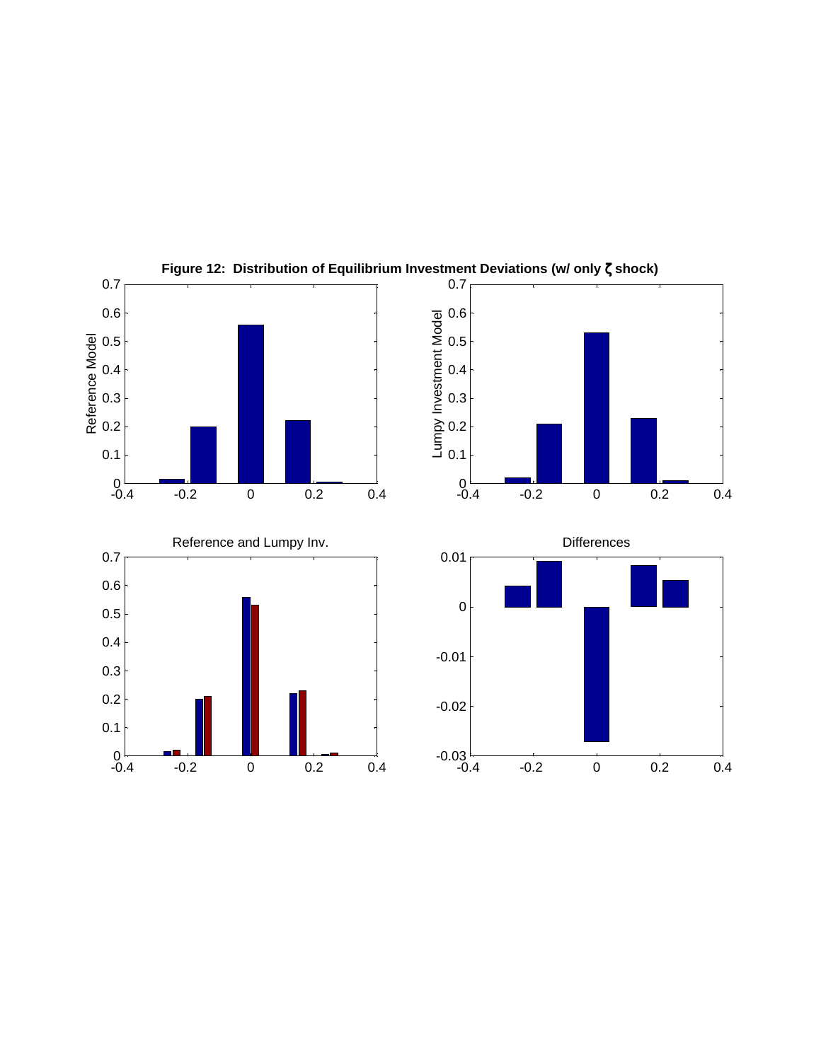**Figure 12: Distribution of Equilibrium Investment Deviations (w/ only $\zeta$ shock)**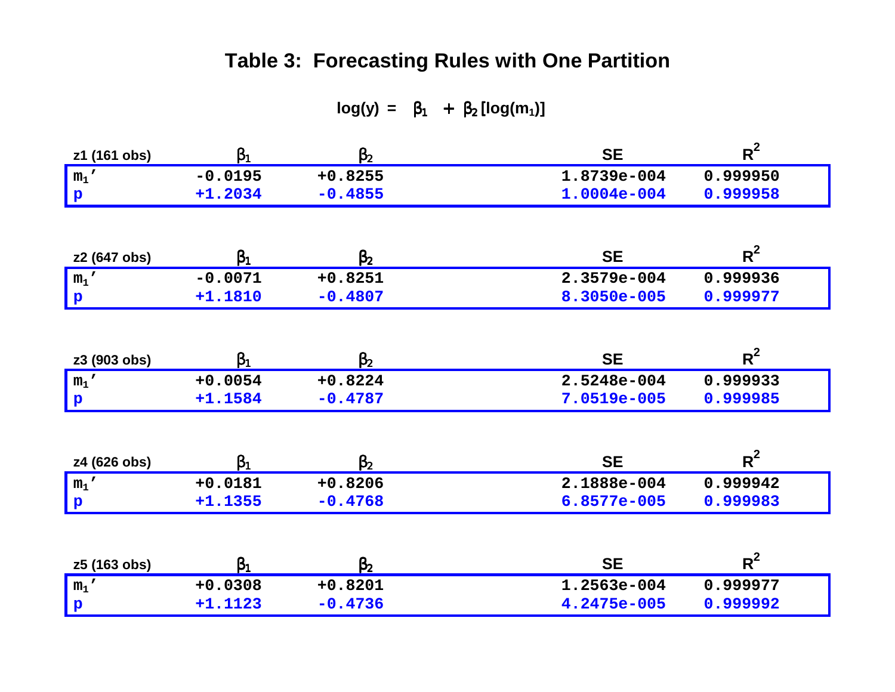# Table 3: Forecasting Rules with One Partition

$$\log(y) = \beta_1 + \beta_2 [\log(m_1)]$$

| z1 (161 obs) | $\beta_1$ | $\beta_2$ | SE | $R^2$ |
|---|---|---|---|---|
| $m_1'$ | -0.0195 | +0.8255 | 1.8739e-004 | 0.999950 |
| p | +1.2034 | -0.4855 | 1.0004e-004 | 0.999958 |

| z2 (647 obs) | $\beta_1$ | $\beta_2$ | SE | $R^2$ |
|---|---|---|---|---|
| $m_1'$ | -0.0071 | +0.8251 | 2.3579e-004 | 0.999936 |
| p | +1.1810 | -0.4807 | 8.3050e-005 | 0.999977 |

| z3 (903 obs) | $\beta_1$ | $\beta_2$ | SE | $R^2$ |
|---|---|---|---|---|
| $m_1'$ | +0.0054 | +0.8224 | 2.5248e-004 | 0.999933 |
| p | +1.1584 | -0.4787 | 7.0519e-005 | 0.999985 |

| z4 (626 obs) | $\beta_1$ | $\beta_2$ | SE | $R^2$ |
|---|---|---|---|---|
| $m_1'$ | +0.0181 | +0.8206 | 2.1888e-004 | 0.999942 |
| p | +1.1355 | -0.4768 | 6.8577e-005 | 0.999983 |

| z5 (163 obs) | $\beta_1$ | $\beta_2$ | SE | $R^2$ |
|---|---|---|---|---|
| $m_1'$ | +0.0308 | +0.8201 | 1.2563e-004 | 0.999977 |
| p | +1.1123 | -0.4736 | 4.2475e-005 | 0.999992 |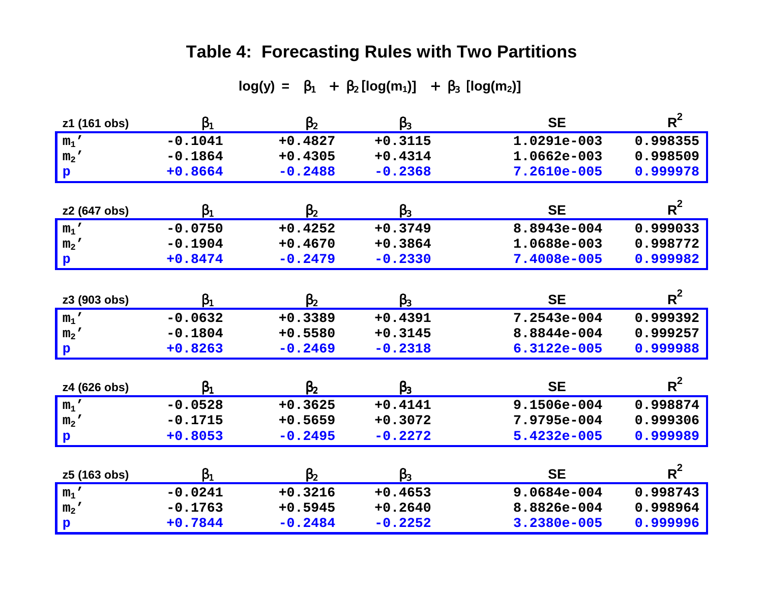# Table 4: Forecasting Rules with Two Partitions

$$\log(y) = \beta_1 + \beta_2 [\log(m_1)] + \beta_3 [\log(m_2)]$$

| z1 (161 obs) | $\beta_1$ | $\beta_2$ | $\beta_3$ | SE | $R^2$ |
|---|---|---|---|---|---|
| $m_1'$ | -0.1041 | +0.4827 | +0.3115 | 1.0291e-003 | 0.998355 |
| $m_2'$ | -0.1864 | +0.4305 | +0.4314 | 1.0662e-003 | 0.998509 |
| p | +0.8664 | -0.2488 | -0.2368 | 7.2610e-005 | 0.999978 |

| z2 (647 obs) | $\beta_1$ | $\beta_2$ | $\beta_3$ | SE | $R^2$ |
|---|---|---|---|---|---|
| $m_1'$ | -0.0750 | +0.4252 | +0.3749 | 8.8943e-004 | 0.999033 |
| $m_2'$ | -0.1904 | +0.4670 | +0.3864 | 1.0688e-003 | 0.998772 |
| p | +0.8474 | -0.2479 | -0.2330 | 7.4008e-005 | 0.999982 |

| z3 (903 obs) | $\beta_1$ | $\beta_2$ | $\beta_3$ | SE | $R^2$ |
|---|---|---|---|---|---|
| $m_1'$ | -0.0632 | +0.3389 | +0.4391 | 7.2543e-004 | 0.999392 |
| $m_2'$ | -0.1804 | +0.5580 | +0.3145 | 8.8844e-004 | 0.999257 |
| p | +0.8263 | -0.2469 | -0.2318 | 6.3122e-005 | 0.999988 |

| z4 (626 obs) | $\beta_1$ | $\beta_2$ | $\beta_3$ | SE | $R^2$ |
|---|---|---|---|---|---|
| $m_1'$ | -0.0528 | +0.3625 | +0.4141 | 9.1506e-004 | 0.998874 |
| $m_2'$ | -0.1715 | +0.5659 | +0.3072 | 7.9795e-004 | 0.999306 |
| p | +0.8053 | -0.2495 | -0.2272 | 5.4232e-005 | 0.999989 |

| z5 (163 obs) | $\beta_1$ | $\beta_2$ | $\beta_3$ | SE | $R^2$ |
|---|---|---|---|---|---|
| $m_1'$ | -0.0241 | +0.3216 | +0.4653 | 9.0684e-004 | 0.998743 |
| $m_2'$ | -0.1763 | +0.5945 | +0.2640 | 8.8826e-004 | 0.998964 |
| p | +0.7844 | -0.2484 | -0.2252 | 3.2380e-005 | 0.999996 |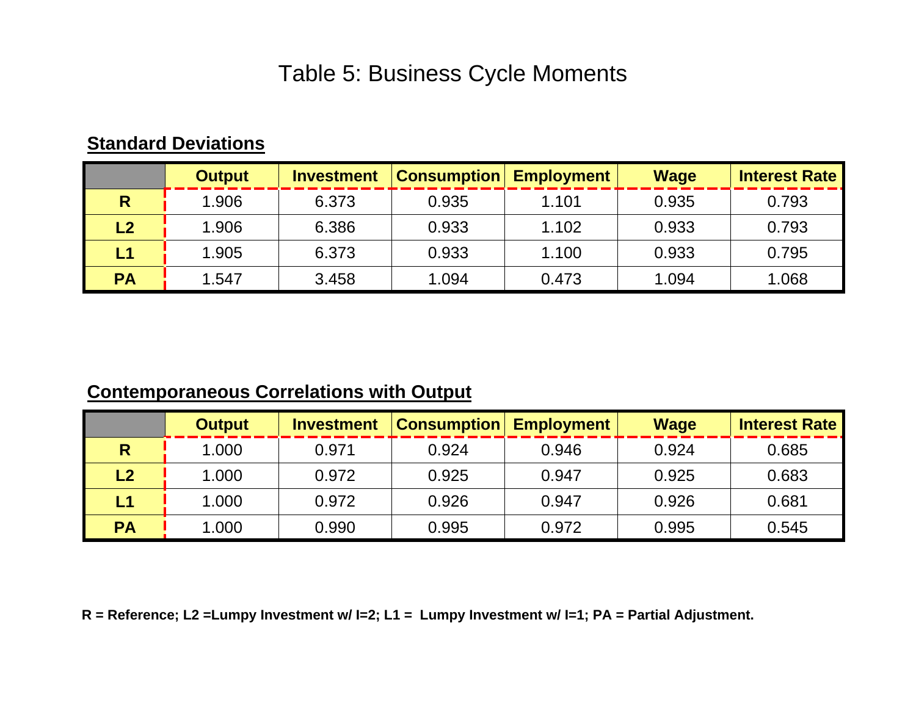# Table 5: Business Cycle Moments

**Standard Deviations**

| | Output | Investment | Consumption | Employment | Wage | Interest Rate |
|---|---|---|---|---|---|---|
| **R** | 1.906 | 6.373 | 0.935 | 1.101 | 0.935 | 0.793 |
| **L2** | 1.906 | 6.386 | 0.933 | 1.102 | 0.933 | 0.793 |
| **L1** | 1.905 | 6.373 | 0.933 | 1.100 | 0.933 | 0.795 |
| **PA** | 1.547 | 3.458 | 1.094 | 0.473 | 1.094 | 1.068 |

**Contemporaneous Correlations with Output**

| | Output | Investment | Consumption | Employment | Wage | Interest Rate |
|---|---|---|---|---|---|---|
| **R** | 1.000 | 0.971 | 0.924 | 0.946 | 0.924 | 0.685 |
| **L2** | 1.000 | 0.972 | 0.925 | 0.947 | 0.925 | 0.683 |
| **L1** | 1.000 | 0.972 | 0.926 | 0.947 | 0.926 | 0.681 |
| **PA** | 1.000 | 0.990 | 0.995 | 0.972 | 0.995 | 0.545 |

**R = Reference; L2 =Lumpy Investment w/ I=2; L1 = Lumpy Investment w/ I=1; PA = Partial Adjustment.**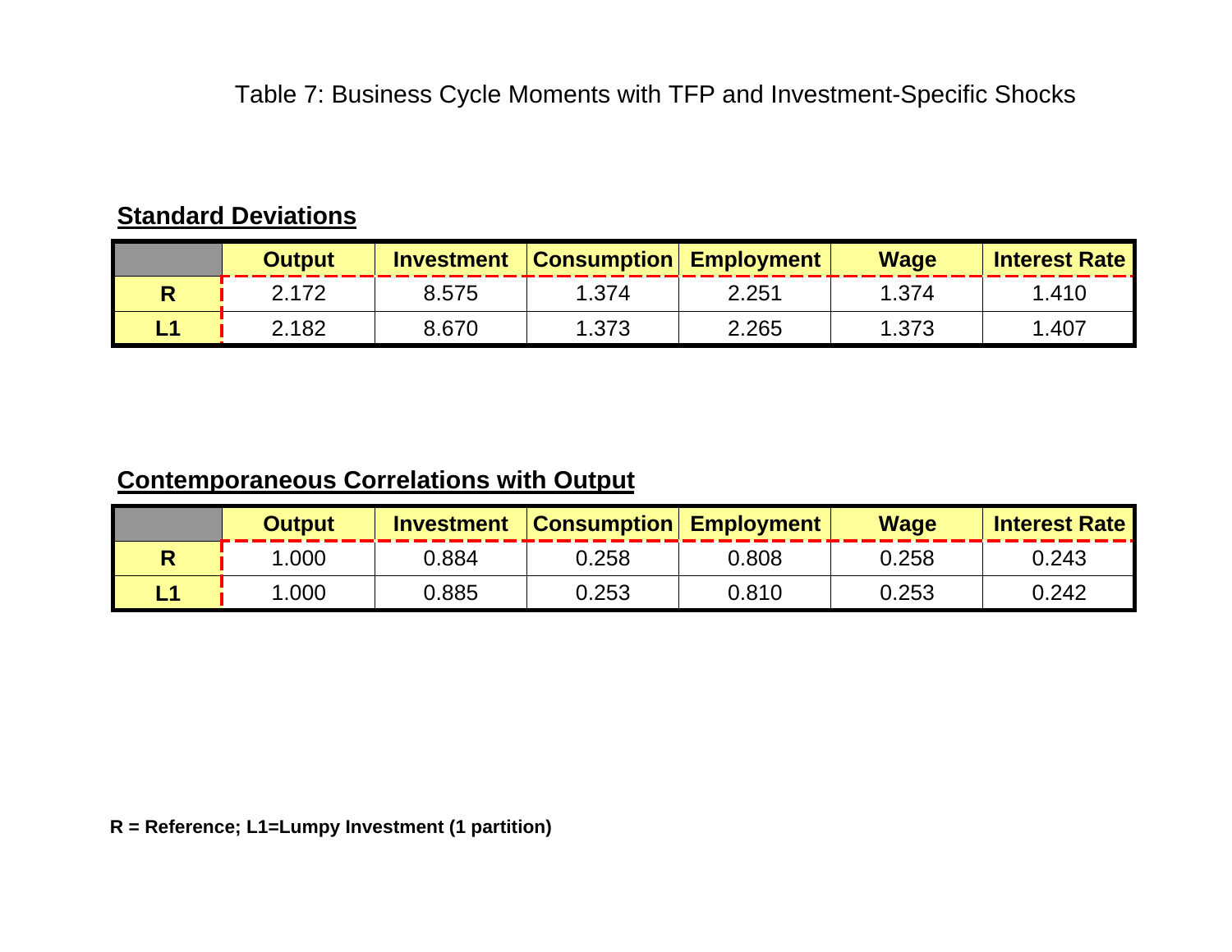# Table 7: Business Cycle Moments with TFP and Investment-Specific Shocks

**Standard Deviations**

| | Output | Investment | Consumption | Employment | Wage | Interest Rate |
|---|---|---|---|---|---|---|
| **R** | 2.172 | 8.575 | 1.374 | 2.251 | 1.374 | 1.410 |
| **L1** | 2.182 | 8.670 | 1.373 | 2.265 | 1.373 | 1.407 |

**Contemporaneous Correlations with Output**

| | Output | Investment | Consumption | Employment | Wage | Interest Rate |
|---|---|---|---|---|---|---|
| **R** | 1.000 | 0.884 | 0.258 | 0.808 | 0.258 | 0.243 |
| **L1** | 1.000 | 0.885 | 0.253 | 0.810 | 0.253 | 0.242 |

**R = Reference; L1=Lumpy Investment (1 partition)**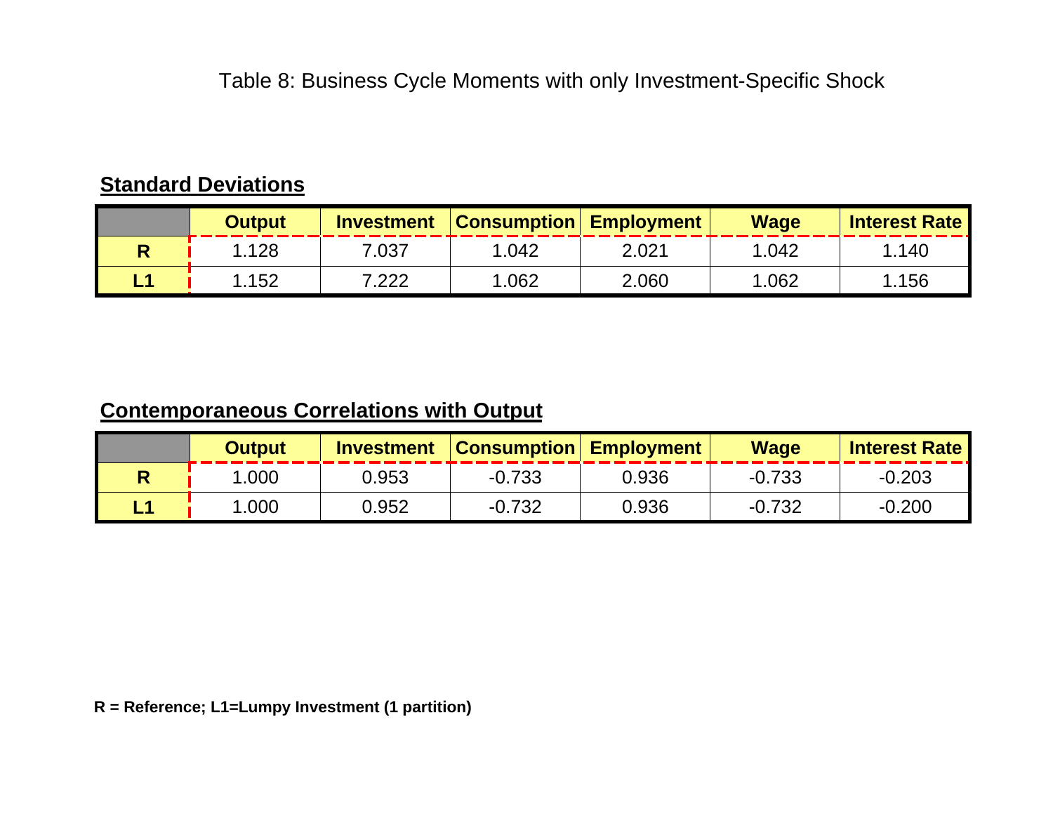# Table 8: Business Cycle Moments with only Investment-Specific Shock

**Standard Deviations**

| | Output | Investment | Consumption | Employment | Wage | Interest Rate |
|---|---|---|---|---|---|---|
| **R** | 1.128 | 7.037 | 1.042 | 2.021 | 1.042 | 1.140 |
| **L1** | 1.152 | 7.222 | 1.062 | 2.060 | 1.062 | 1.156 |

**Contemporaneous Correlations with Output**

| | Output | Investment | Consumption | Employment | Wage | Interest Rate |
|---|---|---|---|---|---|---|
| **R** | 1.000 | 0.953 | -0.733 | 0.936 | -0.733 | -0.203 |
| **L1** | 1.000 | 0.952 | -0.732 | 0.936 | -0.732 | -0.200 |

**R = Reference; L1=Lumpy Investment (1 partition)**